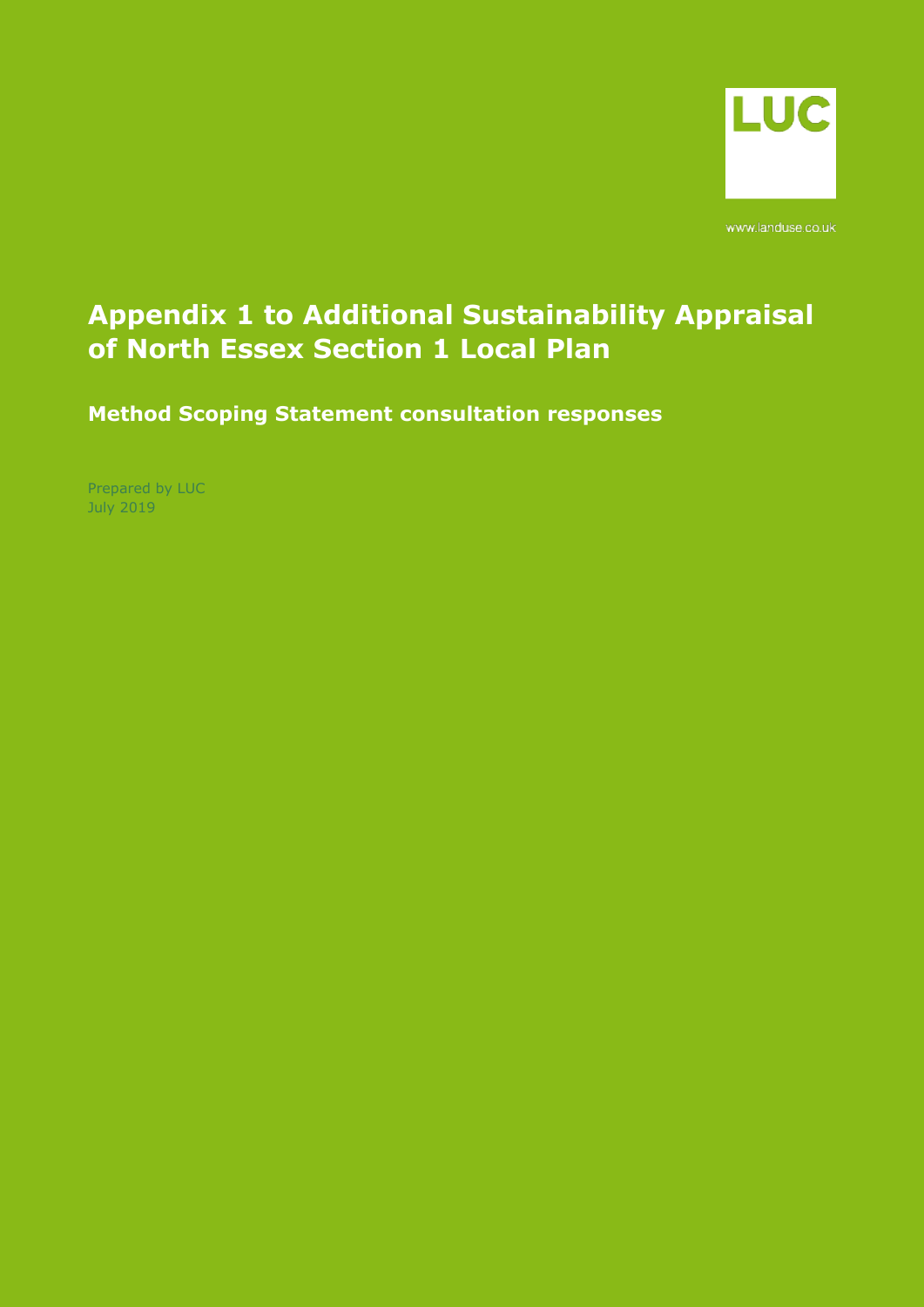LUC

www.landuse.co.uk

# Appendix 1 to Additional Sustainability Appraisal of North Essex Section 1 Local Plan

## Method Scoping Statement consultation responses

Prepared by LUC
July 2019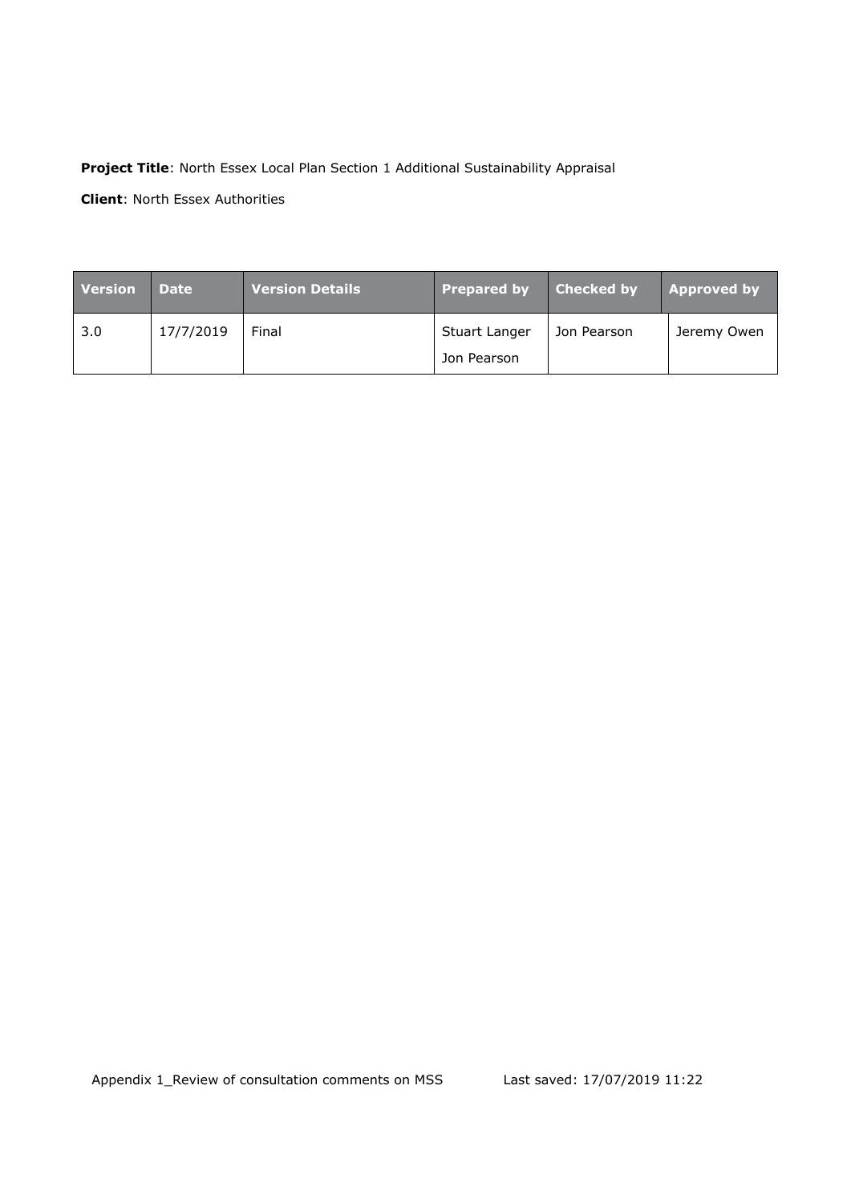**Project Title**: North Essex Local Plan Section 1 Additional Sustainability Appraisal

**Client**: North Essex Authorities

| Version | Date | Version Details | Prepared by | Checked by | Approved by |
|---|---|---|---|---|---|
| 3.0 | 17/7/2019 | Final | Stuart Langer<br>Jon Pearson | Jon Pearson | Jeremy Owen |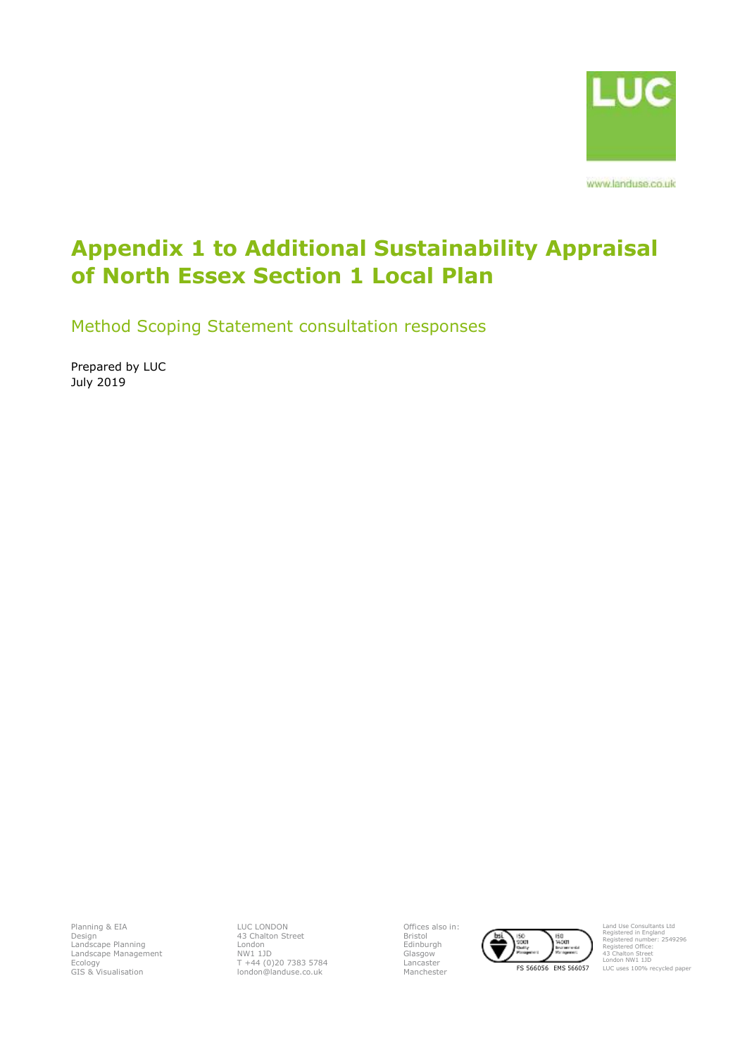LUC

www.landuse.co.uk

# Appendix 1 to Additional Sustainability Appraisal of North Essex Section 1 Local Plan

## Method Scoping Statement consultation responses

Prepared by LUC
July 2019

Planning & EIA
Design
Landscape Planning
Landscape Management
Ecology
GIS & Visualisation

LUC LONDON
43 Chalton Street
London
NW1 1JD
T +44 (0)20 7383 5784
london@landuse.co.uk

Offices also in:
Bristol
Edinburgh
Glasgow
Lancaster
Manchester

FS 566056 EMS 566057

Land Use Consultants Ltd
Registered in England
Registered number: 2549296
Registered Office:
43 Chalton Street
London NW1 1JD
LUC uses 100% recycled paper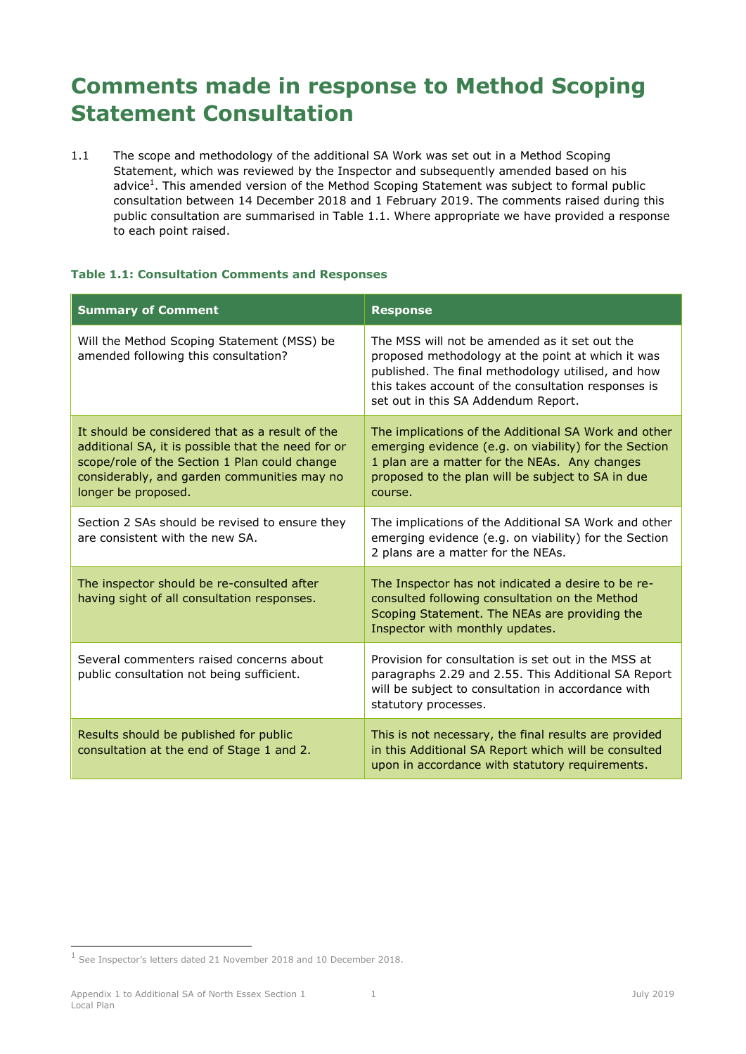# Comments made in response to Method Scoping Statement Consultation

1.1 The scope and methodology of the additional SA Work was set out in a Method Scoping Statement, which was reviewed by the Inspector and subsequently amended based on his advice[1]. This amended version of the Method Scoping Statement was subject to formal public consultation between 14 December 2018 and 1 February 2019. The comments raised during this public consultation are summarised in Table 1.1. Where appropriate we have provided a response to each point raised.

### Table 1.1: Consultation Comments and Responses

| Summary of Comment | Response |
|---|---|
| Will the Method Scoping Statement (MSS) be amended following this consultation? | The MSS will not be amended as it set out the proposed methodology at the point at which it was published. The final methodology utilised, and how this takes account of the consultation responses is set out in this SA Addendum Report. |
| It should be considered that as a result of the additional SA, it is possible that the need for or scope/role of the Section 1 Plan could change considerably, and garden communities may no longer be proposed. | The implications of the Additional SA Work and other emerging evidence (e.g. on viability) for the Section 1 plan are a matter for the NEAs. Any changes proposed to the plan will be subject to SA in due course. |
| Section 2 SAs should be revised to ensure they are consistent with the new SA. | The implications of the Additional SA Work and other emerging evidence (e.g. on viability) for the Section 2 plans are a matter for the NEAs. |
| The inspector should be re-consulted after having sight of all consultation responses. | The Inspector has not indicated a desire to be re-consulted following consultation on the Method Scoping Statement. The NEAs are providing the Inspector with monthly updates. |
| Several commenters raised concerns about public consultation not being sufficient. | Provision for consultation is set out in the MSS at paragraphs 2.29 and 2.55. This Additional SA Report will be subject to consultation in accordance with statutory processes. |
| Results should be published for public consultation at the end of Stage 1 and 2. | This is not necessary, the final results are provided in this Additional SA Report which will be consulted upon in accordance with statutory requirements. |

[1] See Inspector's letters dated 21 November 2018 and 10 December 2018.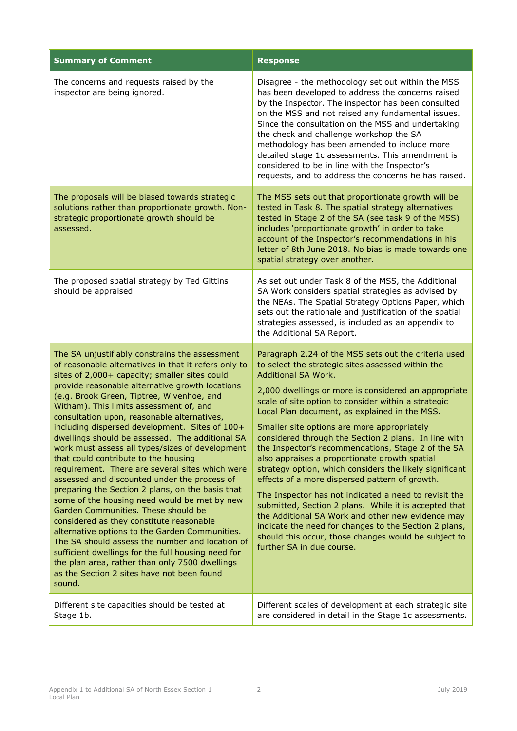| Summary of Comment | Response |
|---|---|
| The concerns and requests raised by the inspector are being ignored. | Disagree - the methodology set out within the MSS has been developed to address the concerns raised by the Inspector. The inspector has been consulted on the MSS and not raised any fundamental issues. Since the consultation on the MSS and undertaking the check and challenge workshop the SA methodology has been amended to include more detailed stage 1c assessments. This amendment is considered to be in line with the Inspector's requests, and to address the concerns he has raised. |
| The proposals will be biased towards strategic solutions rather than proportionate growth. Non-strategic proportionate growth should be assessed. | The MSS sets out that proportionate growth will be tested in Task 8. The spatial strategy alternatives tested in Stage 2 of the SA (see task 9 of the MSS) includes 'proportionate growth' in order to take account of the Inspector's recommendations in his letter of 8th June 2018. No bias is made towards one spatial strategy over another. |
| The proposed spatial strategy by Ted Gittins should be appraised | As set out under Task 8 of the MSS, the Additional SA Work considers spatial strategies as advised by the NEAs. The Spatial Strategy Options Paper, which sets out the rationale and justification of the spatial strategies assessed, is included as an appendix to the Additional SA Report. |
| The SA unjustifiably constrains the assessment of reasonable alternatives in that it refers only to sites of 2,000+ capacity; smaller sites could provide reasonable alternative growth locations (e.g. Brook Green, Tiptree, Wivenhoe, and Witham). This limits assessment of, and consultation upon, reasonable alternatives, including dispersed development. Sites of 100+ dwellings should be assessed. The additional SA work must assess all types/sizes of development that could contribute to the housing requirement. There are several sites which were assessed and discounted under the process of preparing the Section 2 plans, on the basis that some of the housing need would be met by new Garden Communities. These should be considered as they constitute reasonable alternative options to the Garden Communities. The SA should assess the number and location of sufficient dwellings for the full housing need for the plan area, rather than only 7500 dwellings as the Section 2 sites have not been found sound. | Paragraph 2.24 of the MSS sets out the criteria used to select the strategic sites assessed within the Additional SA Work.<br><br>2,000 dwellings or more is considered an appropriate scale of site option to consider within a strategic Local Plan document, as explained in the MSS.<br><br>Smaller site options are more appropriately considered through the Section 2 plans. In line with the Inspector's recommendations, Stage 2 of the SA also appraises a proportionate growth spatial strategy option, which considers the likely significant effects of a more dispersed pattern of growth.<br><br>The Inspector has not indicated a need to revisit the submitted, Section 2 plans. While it is accepted that the Additional SA Work and other new evidence may indicate the need for changes to the Section 2 plans, should this occur, those changes would be subject to further SA in due course. |
| Different site capacities should be tested at Stage 1b. | Different scales of development at each strategic site are considered in detail in the Stage 1c assessments. |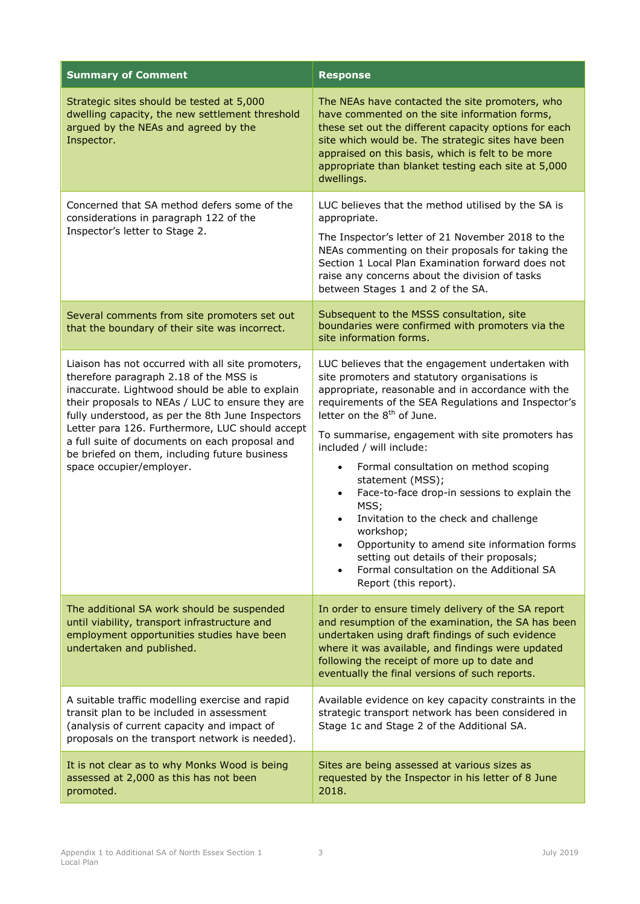| Summary of Comment | Response |
|---|---|
| Strategic sites should be tested at 5,000 dwelling capacity, the new settlement threshold argued by the NEAs and agreed by the Inspector. | The NEAs have contacted the site promoters, who have commented on the site information forms, these set out the different capacity options for each site which would be. The strategic sites have been appraised on this basis, which is felt to be more appropriate than blanket testing each site at 5,000 dwellings. |
| Concerned that SA method defers some of the considerations in paragraph 122 of the Inspector's letter to Stage 2. | LUC believes that the method utilised by the SA is appropriate.<br><br>The Inspector's letter of 21 November 2018 to the NEAs commenting on their proposals for taking the Section 1 Local Plan Examination forward does not raise any concerns about the division of tasks between Stages 1 and 2 of the SA. |
| Several comments from site promoters set out that the boundary of their site was incorrect. | Subsequent to the MSSS consultation, site boundaries were confirmed with promoters via the site information forms. |
| Liaison has not occurred with all site promoters, therefore paragraph 2.18 of the MSS is inaccurate. Lightwood should be able to explain their proposals to NEAs / LUC to ensure they are fully understood, as per the 8th June Inspectors Letter para 126. Furthermore, LUC should accept a full suite of documents on each proposal and be briefed on them, including future business space occupier/employer. | LUC believes that the engagement undertaken with site promoters and statutory organisations is appropriate, reasonable and in accordance with the requirements of the SEA Regulations and Inspector's letter on the 8th of June.<br><br>To summarise, engagement with site promoters has included / will include:<br>• Formal consultation on method scoping statement (MSS);<br>• Face-to-face drop-in sessions to explain the MSS;<br>• Invitation to the check and challenge workshop;<br>• Opportunity to amend site information forms setting out details of their proposals;<br>• Formal consultation on the Additional SA Report (this report). |
| The additional SA work should be suspended until viability, transport infrastructure and employment opportunities studies have been undertaken and published. | In order to ensure timely delivery of the SA report and resumption of the examination, the SA has been undertaken using draft findings of such evidence where it was available, and findings were updated following the receipt of more up to date and eventually the final versions of such reports. |
| A suitable traffic modelling exercise and rapid transit plan to be included in assessment (analysis of current capacity and impact of proposals on the transport network is needed). | Available evidence on key capacity constraints in the strategic transport network has been considered in Stage 1c and Stage 2 of the Additional SA. |
| It is not clear as to why Monks Wood is being assessed at 2,000 as this has not been promoted. | Sites are being assessed at various sizes as requested by the Inspector in his letter of 8 June 2018. |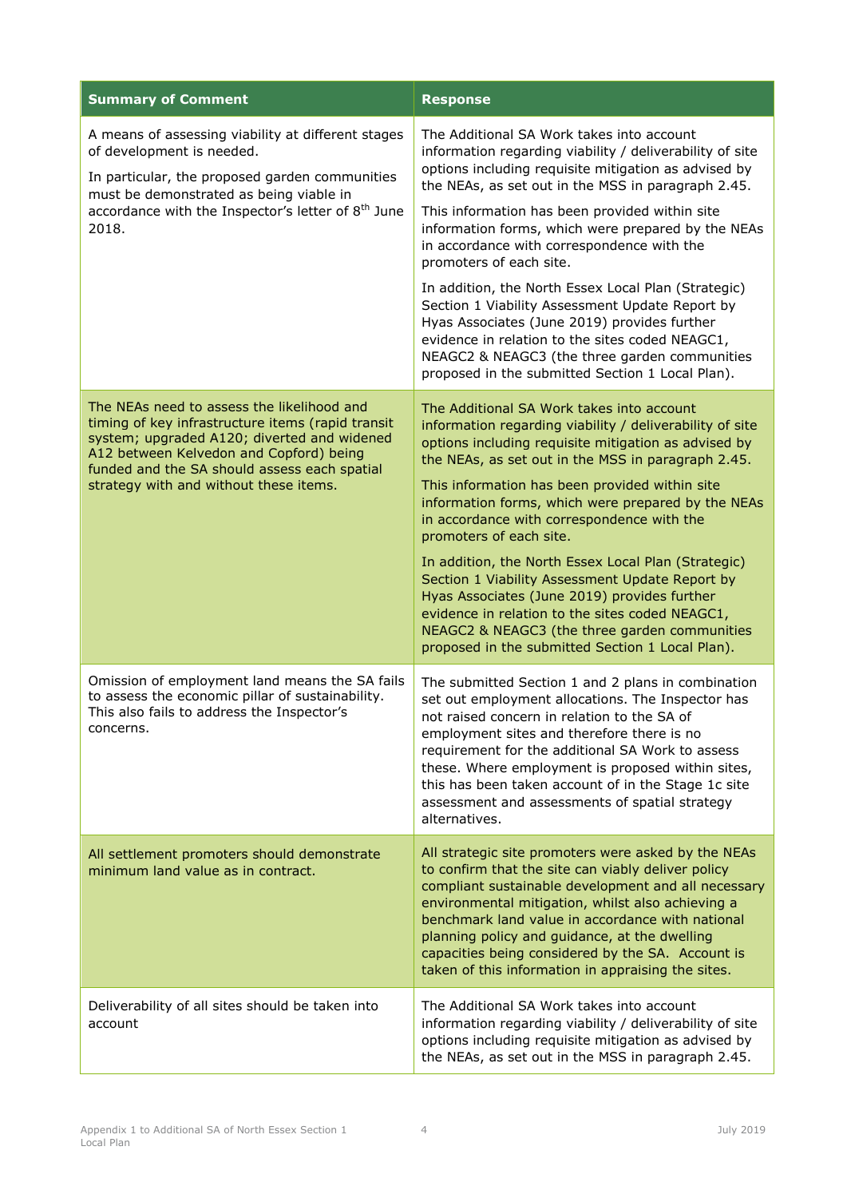| Summary of Comment | Response |
|---|---|
| A means of assessing viability at different stages of development is needed.<br><br>In particular, the proposed garden communities must be demonstrated as being viable in accordance with the Inspector's letter of 8th June 2018. | The Additional SA Work takes into account information regarding viability / deliverability of site options including requisite mitigation as advised by the NEAs, as set out in the MSS in paragraph 2.45.<br><br>This information has been provided within site information forms, which were prepared by the NEAs in accordance with correspondence with the promoters of each site.<br><br>In addition, the North Essex Local Plan (Strategic) Section 1 Viability Assessment Update Report by Hyas Associates (June 2019) provides further evidence in relation to the sites coded NEAGC1, NEAGC2 & NEAGC3 (the three garden communities proposed in the submitted Section 1 Local Plan). |
| The NEAs need to assess the likelihood and timing of key infrastructure items (rapid transit system; upgraded A120; diverted and widened A12 between Kelvedon and Copford) being funded and the SA should assess each spatial strategy with and without these items. | The Additional SA Work takes into account information regarding viability / deliverability of site options including requisite mitigation as advised by the NEAs, as set out in the MSS in paragraph 2.45.<br><br>This information has been provided within site information forms, which were prepared by the NEAs in accordance with correspondence with the promoters of each site.<br><br>In addition, the North Essex Local Plan (Strategic) Section 1 Viability Assessment Update Report by Hyas Associates (June 2019) provides further evidence in relation to the sites coded NEAGC1, NEAGC2 & NEAGC3 (the three garden communities proposed in the submitted Section 1 Local Plan). |
| Omission of employment land means the SA fails to assess the economic pillar of sustainability. This also fails to address the Inspector's concerns. | The submitted Section 1 and 2 plans in combination set out employment allocations. The Inspector has not raised concern in relation to the SA of employment sites and therefore there is no requirement for the additional SA Work to assess these. Where employment is proposed within sites, this has been taken account of in the Stage 1c site assessment and assessments of spatial strategy alternatives. |
| All settlement promoters should demonstrate minimum land value as in contract. | All strategic site promoters were asked by the NEAs to confirm that the site can viably deliver policy compliant sustainable development and all necessary environmental mitigation, whilst also achieving a benchmark land value in accordance with national planning policy and guidance, at the dwelling capacities being considered by the SA. Account is taken of this information in appraising the sites. |
| Deliverability of all sites should be taken into account | The Additional SA Work takes into account information regarding viability / deliverability of site options including requisite mitigation as advised by the NEAs, as set out in the MSS in paragraph 2.45. |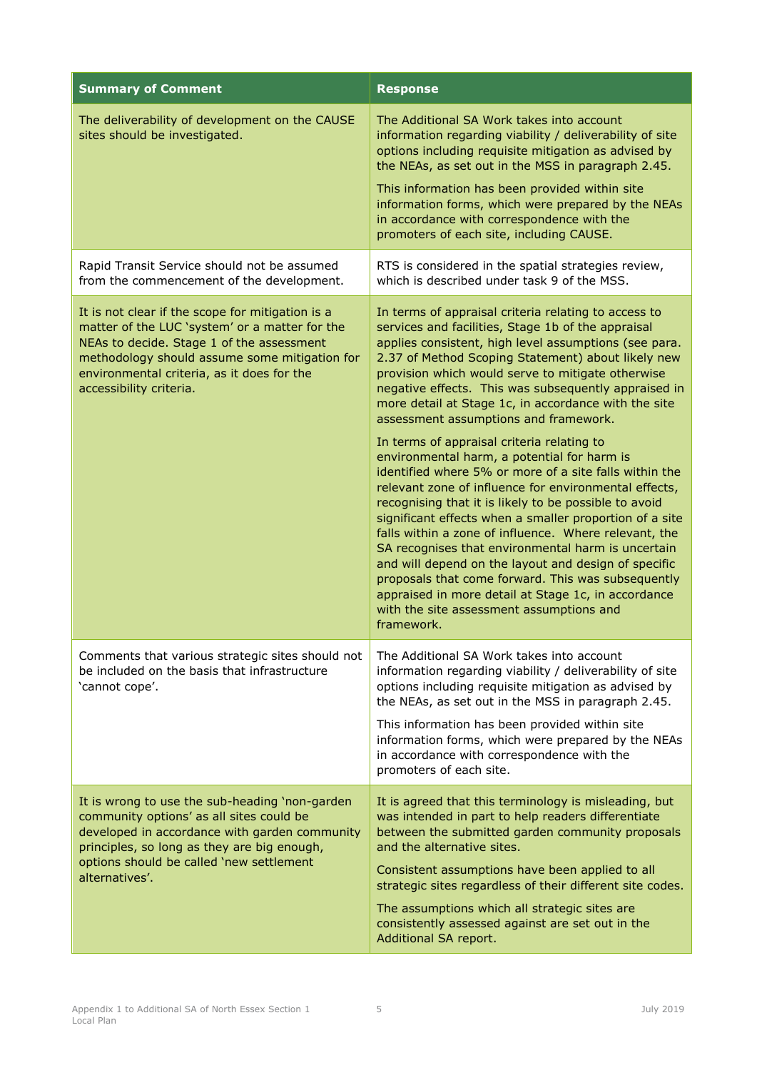| Summary of Comment | Response |
|---|---|
| The deliverability of development on the CAUSE sites should be investigated. | The Additional SA Work takes into account information regarding viability / deliverability of site options including requisite mitigation as advised by the NEAs, as set out in the MSS in paragraph 2.45.<br><br>This information has been provided within site information forms, which were prepared by the NEAs in accordance with correspondence with the promoters of each site, including CAUSE. |
| Rapid Transit Service should not be assumed from the commencement of the development. | RTS is considered in the spatial strategies review, which is described under task 9 of the MSS. |
| It is not clear if the scope for mitigation is a matter of the LUC 'system' or a matter for the NEAs to decide. Stage 1 of the assessment methodology should assume some mitigation for environmental criteria, as it does for the accessibility criteria. | In terms of appraisal criteria relating to access to services and facilities, Stage 1b of the appraisal applies consistent, high level assumptions (see para. 2.37 of Method Scoping Statement) about likely new provision which would serve to mitigate otherwise negative effects. This was subsequently appraised in more detail at Stage 1c, in accordance with the site assessment assumptions and framework.<br><br>In terms of appraisal criteria relating to environmental harm, a potential for harm is identified where 5% or more of a site falls within the relevant zone of influence for environmental effects, recognising that it is likely to be possible to avoid significant effects when a smaller proportion of a site falls within a zone of influence. Where relevant, the SA recognises that environmental harm is uncertain and will depend on the layout and design of specific proposals that come forward. This was subsequently appraised in more detail at Stage 1c, in accordance with the site assessment assumptions and framework. |
| Comments that various strategic sites should not be included on the basis that infrastructure 'cannot cope'. | The Additional SA Work takes into account information regarding viability / deliverability of site options including requisite mitigation as advised by the NEAs, as set out in the MSS in paragraph 2.45.<br><br>This information has been provided within site information forms, which were prepared by the NEAs in accordance with correspondence with the promoters of each site. |
| It is wrong to use the sub-heading 'non-garden community options' as all sites could be developed in accordance with garden community principles, so long as they are big enough, options should be called 'new settlement alternatives'. | It is agreed that this terminology is misleading, but was intended in part to help readers differentiate between the submitted garden community proposals and the alternative sites.<br><br>Consistent assumptions have been applied to all strategic sites regardless of their different site codes.<br><br>The assumptions which all strategic sites are consistently assessed against are set out in the Additional SA report. |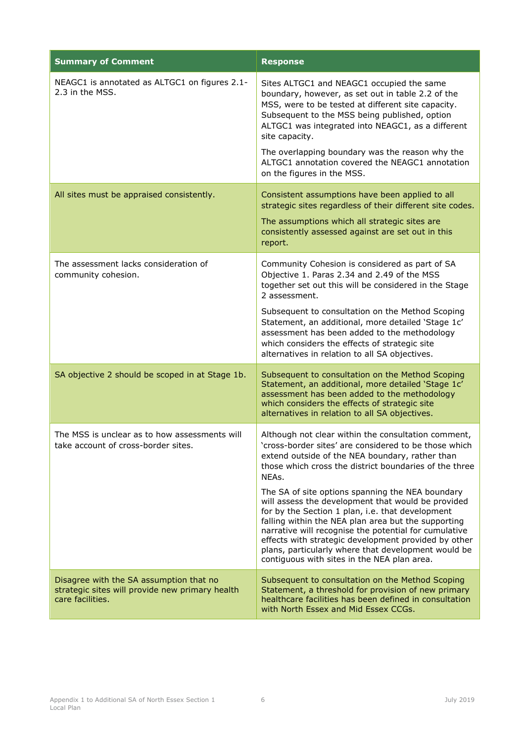| Summary of Comment | Response |
|---|---|
| NEAGC1 is annotated as ALTGC1 on figures 2.1-2.3 in the MSS. | Sites ALTGC1 and NEAGC1 occupied the same boundary, however, as set out in table 2.2 of the MSS, were to be tested at different site capacity. Subsequent to the MSS being published, option ALTGC1 was integrated into NEAGC1, as a different site capacity.<br><br>The overlapping boundary was the reason why the ALTGC1 annotation covered the NEAGC1 annotation on the figures in the MSS. |
| All sites must be appraised consistently. | Consistent assumptions have been applied to all strategic sites regardless of their different site codes.<br><br>The assumptions which all strategic sites are consistently assessed against are set out in this report. |
| The assessment lacks consideration of community cohesion. | Community Cohesion is considered as part of SA Objective 1. Paras 2.34 and 2.49 of the MSS together set out this will be considered in the Stage 2 assessment.<br><br>Subsequent to consultation on the Method Scoping Statement, an additional, more detailed 'Stage 1c' assessment has been added to the methodology which considers the effects of strategic site alternatives in relation to all SA objectives. |
| SA objective 2 should be scoped in at Stage 1b. | Subsequent to consultation on the Method Scoping Statement, an additional, more detailed 'Stage 1c' assessment has been added to the methodology which considers the effects of strategic site alternatives in relation to all SA objectives. |
| The MSS is unclear as to how assessments will take account of cross-border sites. | Although not clear within the consultation comment, 'cross-border sites' are considered to be those which extend outside of the NEA boundary, rather than those which cross the district boundaries of the three NEAs.<br><br>The SA of site options spanning the NEA boundary will assess the development that would be provided for by the Section 1 plan, i.e. that development falling within the NEA plan area but the supporting narrative will recognise the potential for cumulative effects with strategic development provided by other plans, particularly where that development would be contiguous with sites in the NEA plan area. |
| Disagree with the SA assumption that no strategic sites will provide new primary health care facilities. | Subsequent to consultation on the Method Scoping Statement, a threshold for provision of new primary healthcare facilities has been defined in consultation with North Essex and Mid Essex CCGs. |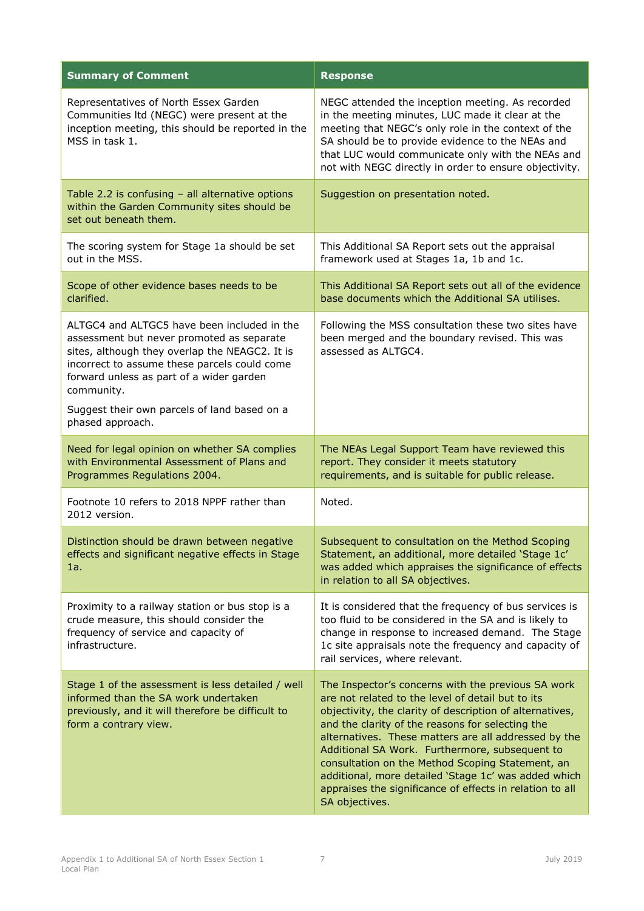| Summary of Comment | Response |
|---|---|
| Representatives of North Essex Garden Communities ltd (NEGC) were present at the inception meeting, this should be reported in the MSS in task 1. | NEGC attended the inception meeting. As recorded in the meeting minutes, LUC made it clear at the meeting that NEGC's only role in the context of the SA should be to provide evidence to the NEAs and that LUC would communicate only with the NEAs and not with NEGC directly in order to ensure objectivity. |
| Table 2.2 is confusing – all alternative options within the Garden Community sites should be set out beneath them. | Suggestion on presentation noted. |
| The scoring system for Stage 1a should be set out in the MSS. | This Additional SA Report sets out the appraisal framework used at Stages 1a, 1b and 1c. |
| Scope of other evidence bases needs to be clarified. | This Additional SA Report sets out all of the evidence base documents which the Additional SA utilises. |
| ALTGC4 and ALTGC5 have been included in the assessment but never promoted as separate sites, although they overlap the NEAGC2. It is incorrect to assume these parcels could come forward unless as part of a wider garden community.<br><br>Suggest their own parcels of land based on a phased approach. | Following the MSS consultation these two sites have been merged and the boundary revised. This was assessed as ALTGC4. |
| Need for legal opinion on whether SA complies with Environmental Assessment of Plans and Programmes Regulations 2004. | The NEAs Legal Support Team have reviewed this report. They consider it meets statutory requirements, and is suitable for public release. |
| Footnote 10 refers to 2018 NPPF rather than 2012 version. | Noted. |
| Distinction should be drawn between negative effects and significant negative effects in Stage 1a. | Subsequent to consultation on the Method Scoping Statement, an additional, more detailed 'Stage 1c' was added which appraises the significance of effects in relation to all SA objectives. |
| Proximity to a railway station or bus stop is a crude measure, this should consider the frequency of service and capacity of infrastructure. | It is considered that the frequency of bus services is too fluid to be considered in the SA and is likely to change in response to increased demand. The Stage 1c site appraisals note the frequency and capacity of rail services, where relevant. |
| Stage 1 of the assessment is less detailed / well informed than the SA work undertaken previously, and it will therefore be difficult to form a contrary view. | The Inspector's concerns with the previous SA work are not related to the level of detail but to its objectivity, the clarity of description of alternatives, and the clarity of the reasons for selecting the alternatives. These matters are all addressed by the Additional SA Work. Furthermore, subsequent to consultation on the Method Scoping Statement, an additional, more detailed 'Stage 1c' was added which appraises the significance of effects in relation to all SA objectives. |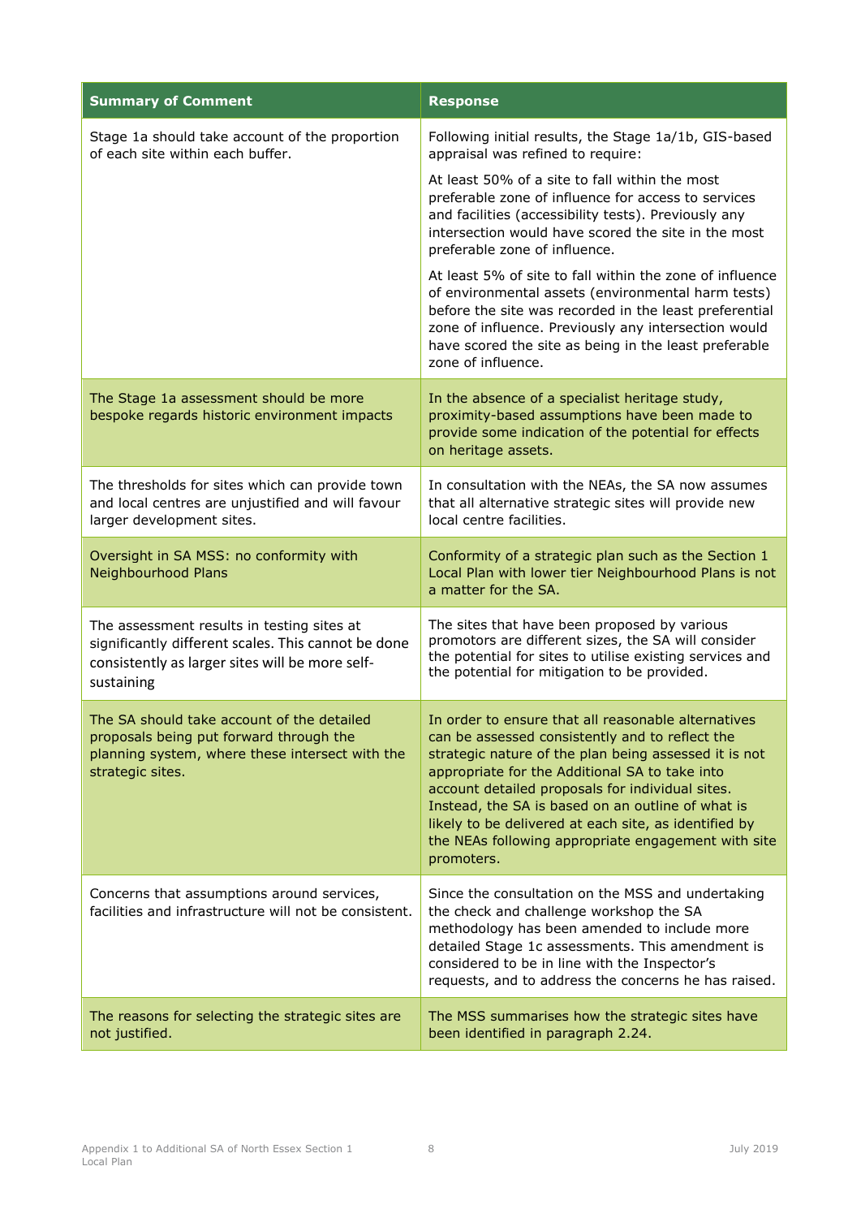| Summary of Comment | Response |
|---|---|
| Stage 1a should take account of the proportion of each site within each buffer. | Following initial results, the Stage 1a/1b, GIS-based appraisal was refined to require:<br><br>At least 50% of a site to fall within the most preferable zone of influence for access to services and facilities (accessibility tests). Previously any intersection would have scored the site in the most preferable zone of influence.<br><br>At least 5% of site to fall within the zone of influence of environmental assets (environmental harm tests) before the site was recorded in the least preferential zone of influence. Previously any intersection would have scored the site as being in the least preferable zone of influence. |
| The Stage 1a assessment should be more bespoke regards historic environment impacts | In the absence of a specialist heritage study, proximity-based assumptions have been made to provide some indication of the potential for effects on heritage assets. |
| The thresholds for sites which can provide town and local centres are unjustified and will favour larger development sites. | In consultation with the NEAs, the SA now assumes that all alternative strategic sites will provide new local centre facilities. |
| Oversight in SA MSS: no conformity with Neighbourhood Plans | Conformity of a strategic plan such as the Section 1 Local Plan with lower tier Neighbourhood Plans is not a matter for the SA. |
| The assessment results in testing sites at significantly different scales. This cannot be done consistently as larger sites will be more self-sustaining | The sites that have been proposed by various promotors are different sizes, the SA will consider the potential for sites to utilise existing services and the potential for mitigation to be provided. |
| The SA should take account of the detailed proposals being put forward through the planning system, where these intersect with the strategic sites. | In order to ensure that all reasonable alternatives can be assessed consistently and to reflect the strategic nature of the plan being assessed it is not appropriate for the Additional SA to take into account detailed proposals for individual sites. Instead, the SA is based on an outline of what is likely to be delivered at each site, as identified by the NEAs following appropriate engagement with site promoters. |
| Concerns that assumptions around services, facilities and infrastructure will not be consistent. | Since the consultation on the MSS and undertaking the check and challenge workshop the SA methodology has been amended to include more detailed Stage 1c assessments. This amendment is considered to be in line with the Inspector's requests, and to address the concerns he has raised. |
| The reasons for selecting the strategic sites are not justified. | The MSS summarises how the strategic sites have been identified in paragraph 2.24. |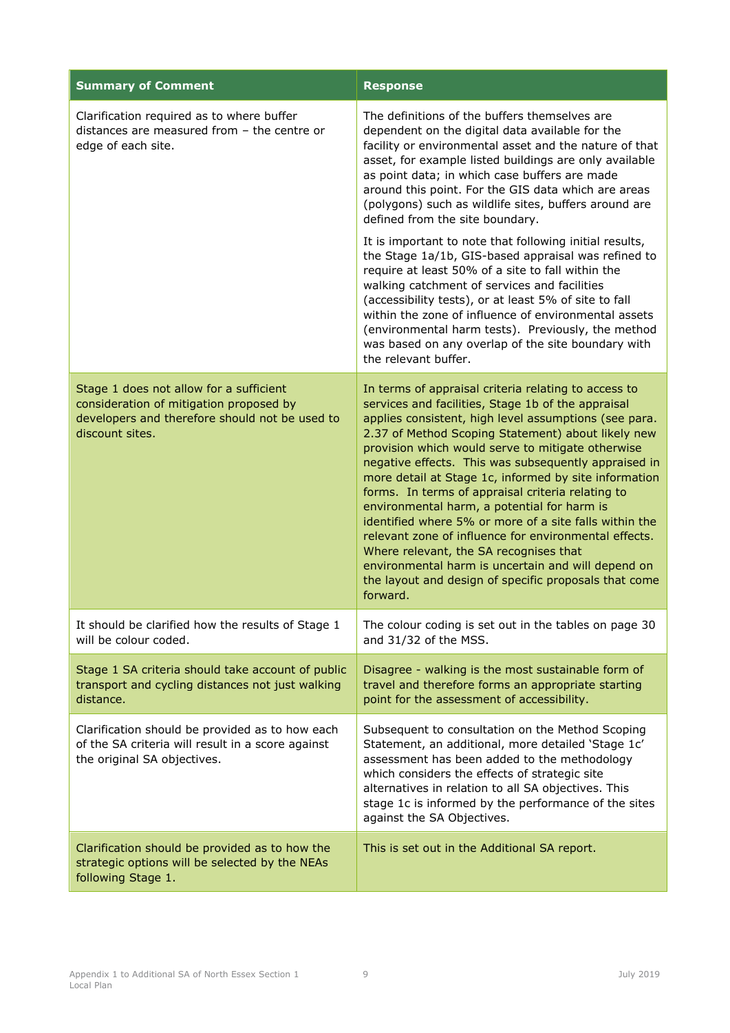| Summary of Comment | Response |
|---|---|
| Clarification required as to where buffer distances are measured from – the centre or edge of each site. | The definitions of the buffers themselves are dependent on the digital data available for the facility or environmental asset and the nature of that asset, for example listed buildings are only available as point data; in which case buffers are made around this point. For the GIS data which are areas (polygons) such as wildlife sites, buffers around are defined from the site boundary.<br><br>It is important to note that following initial results, the Stage 1a/1b, GIS-based appraisal was refined to require at least 50% of a site to fall within the walking catchment of services and facilities (accessibility tests), or at least 5% of site to fall within the zone of influence of environmental assets (environmental harm tests). Previously, the method was based on any overlap of the site boundary with the relevant buffer. |
| Stage 1 does not allow for a sufficient consideration of mitigation proposed by developers and therefore should not be used to discount sites. | In terms of appraisal criteria relating to access to services and facilities, Stage 1b of the appraisal applies consistent, high level assumptions (see para. 2.37 of Method Scoping Statement) about likely new provision which would serve to mitigate otherwise negative effects. This was subsequently appraised in more detail at Stage 1c, informed by site information forms. In terms of appraisal criteria relating to environmental harm, a potential for harm is identified where 5% or more of a site falls within the relevant zone of influence for environmental effects. Where relevant, the SA recognises that environmental harm is uncertain and will depend on the layout and design of specific proposals that come forward. |
| It should be clarified how the results of Stage 1 will be colour coded. | The colour coding is set out in the tables on page 30 and 31/32 of the MSS. |
| Stage 1 SA criteria should take account of public transport and cycling distances not just walking distance. | Disagree - walking is the most sustainable form of travel and therefore forms an appropriate starting point for the assessment of accessibility. |
| Clarification should be provided as to how each of the SA criteria will result in a score against the original SA objectives. | Subsequent to consultation on the Method Scoping Statement, an additional, more detailed 'Stage 1c' assessment has been added to the methodology which considers the effects of strategic site alternatives in relation to all SA objectives. This stage 1c is informed by the performance of the sites against the SA Objectives. |
| Clarification should be provided as to how the strategic options will be selected by the NEAs following Stage 1. | This is set out in the Additional SA report. |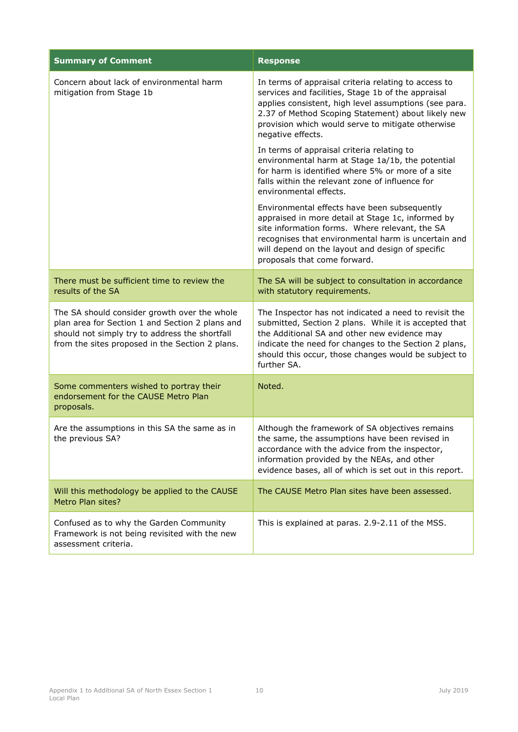| Summary of Comment | Response |
|---|---|
| Concern about lack of environmental harm mitigation from Stage 1b | In terms of appraisal criteria relating to access to services and facilities, Stage 1b of the appraisal applies consistent, high level assumptions (see para. 2.37 of Method Scoping Statement) about likely new provision which would serve to mitigate otherwise negative effects.<br><br>In terms of appraisal criteria relating to environmental harm at Stage 1a/1b, the potential for harm is identified where 5% or more of a site falls within the relevant zone of influence for environmental effects.<br><br>Environmental effects have been subsequently appraised in more detail at Stage 1c, informed by site information forms. Where relevant, the SA recognises that environmental harm is uncertain and will depend on the layout and design of specific proposals that come forward. |
| There must be sufficient time to review the results of the SA | The SA will be subject to consultation in accordance with statutory requirements. |
| The SA should consider growth over the whole plan area for Section 1 and Section 2 plans and should not simply try to address the shortfall from the sites proposed in the Section 2 plans. | The Inspector has not indicated a need to revisit the submitted, Section 2 plans. While it is accepted that the Additional SA and other new evidence may indicate the need for changes to the Section 2 plans, should this occur, those changes would be subject to further SA. |
| Some commenters wished to portray their endorsement for the CAUSE Metro Plan proposals. | Noted. |
| Are the assumptions in this SA the same as in the previous SA? | Although the framework of SA objectives remains the same, the assumptions have been revised in accordance with the advice from the inspector, information provided by the NEAs, and other evidence bases, all of which is set out in this report. |
| Will this methodology be applied to the CAUSE Metro Plan sites? | The CAUSE Metro Plan sites have been assessed. |
| Confused as to why the Garden Community Framework is not being revisited with the new assessment criteria. | This is explained at paras. 2.9-2.11 of the MSS. |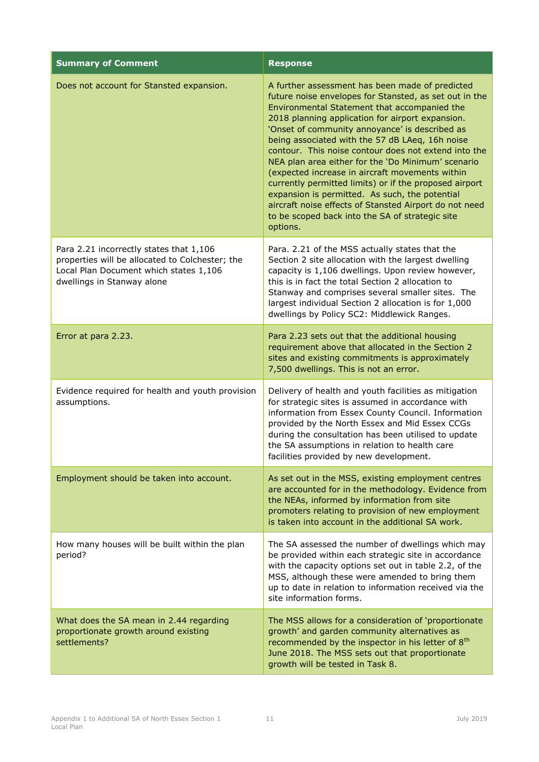| Summary of Comment | Response |
|---|---|
| Does not account for Stansted expansion. | A further assessment has been made of predicted future noise envelopes for Stansted, as set out in the Environmental Statement that accompanied the 2018 planning application for airport expansion. 'Onset of community annoyance' is described as being associated with the 57 dB LAeq, 16h noise contour. This noise contour does not extend into the NEA plan area either for the 'Do Minimum' scenario (expected increase in aircraft movements within currently permitted limits) or if the proposed airport expansion is permitted. As such, the potential aircraft noise effects of Stansted Airport do not need to be scoped back into the SA of strategic site options. |
| Para 2.21 incorrectly states that 1,106 properties will be allocated to Colchester; the Local Plan Document which states 1,106 dwellings in Stanway alone | Para. 2.21 of the MSS actually states that the Section 2 site allocation with the largest dwelling capacity is 1,106 dwellings. Upon review however, this is in fact the total Section 2 allocation to Stanway and comprises several smaller sites. The largest individual Section 2 allocation is for 1,000 dwellings by Policy SC2: Middlewick Ranges. |
| Error at para 2.23. | Para 2.23 sets out that the additional housing requirement above that allocated in the Section 2 sites and existing commitments is approximately 7,500 dwellings. This is not an error. |
| Evidence required for health and youth provision assumptions. | Delivery of health and youth facilities as mitigation for strategic sites is assumed in accordance with information from Essex County Council. Information provided by the North Essex and Mid Essex CCGs during the consultation has been utilised to update the SA assumptions in relation to health care facilities provided by new development. |
| Employment should be taken into account. | As set out in the MSS, existing employment centres are accounted for in the methodology. Evidence from the NEAs, informed by information from site promoters relating to provision of new employment is taken into account in the additional SA work. |
| How many houses will be built within the plan period? | The SA assessed the number of dwellings which may be provided within each strategic site in accordance with the capacity options set out in table 2.2, of the MSS, although these were amended to bring them up to date in relation to information received via the site information forms. |
| What does the SA mean in 2.44 regarding proportionate growth around existing settlements? | The MSS allows for a consideration of 'proportionate growth' and garden community alternatives as recommended by the inspector in his letter of 8th June 2018. The MSS sets out that proportionate growth will be tested in Task 8. |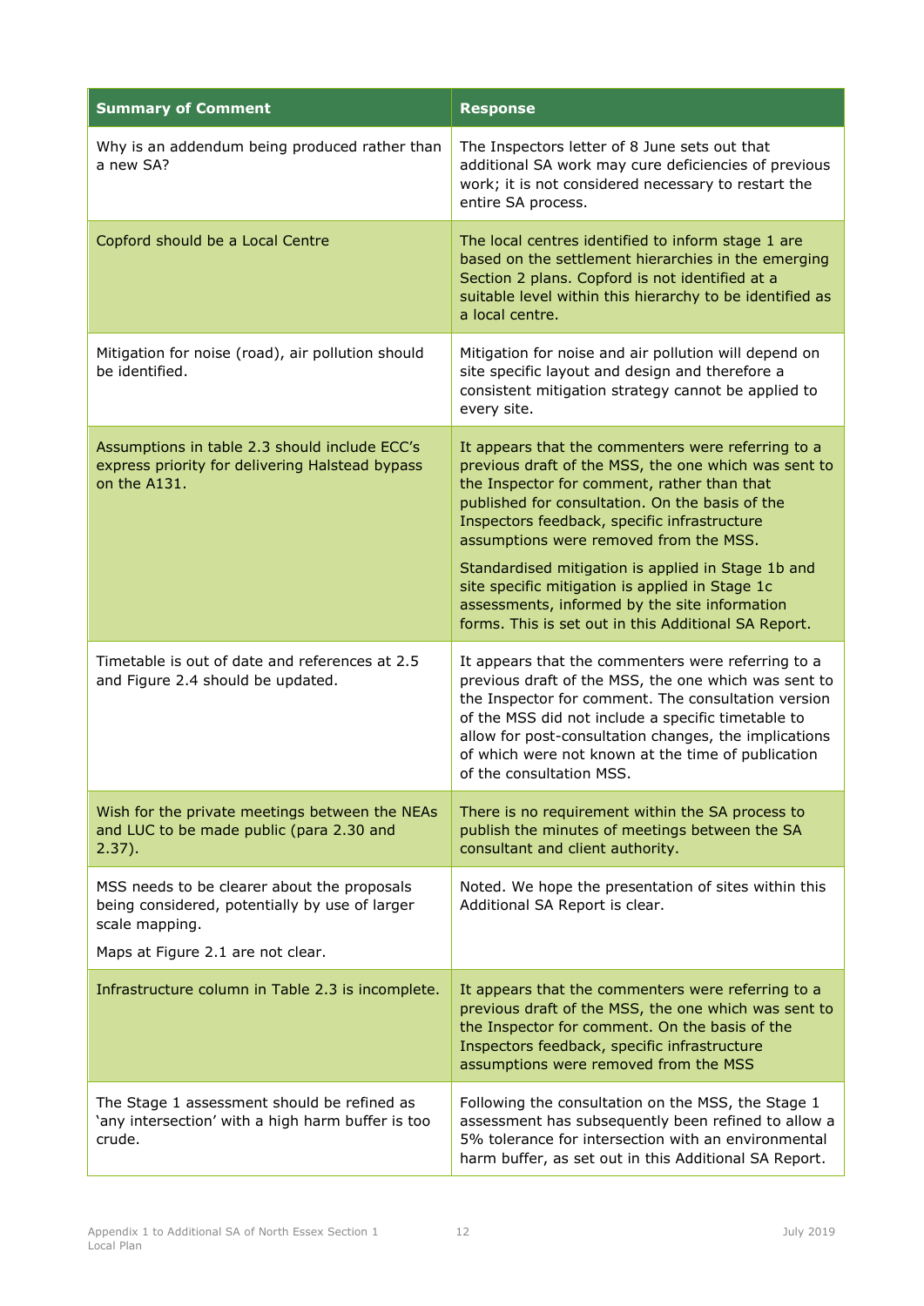| Summary of Comment | Response |
|---|---|
| Why is an addendum being produced rather than a new SA? | The Inspectors letter of 8 June sets out that additional SA work may cure deficiencies of previous work; it is not considered necessary to restart the entire SA process. |
| Copford should be a Local Centre | The local centres identified to inform stage 1 are based on the settlement hierarchies in the emerging Section 2 plans. Copford is not identified at a suitable level within this hierarchy to be identified as a local centre. |
| Mitigation for noise (road), air pollution should be identified. | Mitigation for noise and air pollution will depend on site specific layout and design and therefore a consistent mitigation strategy cannot be applied to every site. |
| Assumptions in table 2.3 should include ECC's express priority for delivering Halstead bypass on the A131. | It appears that the commenters were referring to a previous draft of the MSS, the one which was sent to the Inspector for comment, rather than that published for consultation. On the basis of the Inspectors feedback, specific infrastructure assumptions were removed from the MSS.<br><br>Standardised mitigation is applied in Stage 1b and site specific mitigation is applied in Stage 1c assessments, informed by the site information forms. This is set out in this Additional SA Report. |
| Timetable is out of date and references at 2.5 and Figure 2.4 should be updated. | It appears that the commenters were referring to a previous draft of the MSS, the one which was sent to the Inspector for comment. The consultation version of the MSS did not include a specific timetable to allow for post-consultation changes, the implications of which were not known at the time of publication of the consultation MSS. |
| Wish for the private meetings between the NEAs and LUC to be made public (para 2.30 and 2.37). | There is no requirement within the SA process to publish the minutes of meetings between the SA consultant and client authority. |
| MSS needs to be clearer about the proposals being considered, potentially by use of larger scale mapping.<br><br>Maps at Figure 2.1 are not clear. | Noted. We hope the presentation of sites within this Additional SA Report is clear. |
| Infrastructure column in Table 2.3 is incomplete. | It appears that the commenters were referring to a previous draft of the MSS, the one which was sent to the Inspector for comment. On the basis of the Inspectors feedback, specific infrastructure assumptions were removed from the MSS |
| The Stage 1 assessment should be refined as 'any intersection' with a high harm buffer is too crude. | Following the consultation on the MSS, the Stage 1 assessment has subsequently been refined to allow a 5% tolerance for intersection with an environmental harm buffer, as set out in this Additional SA Report. |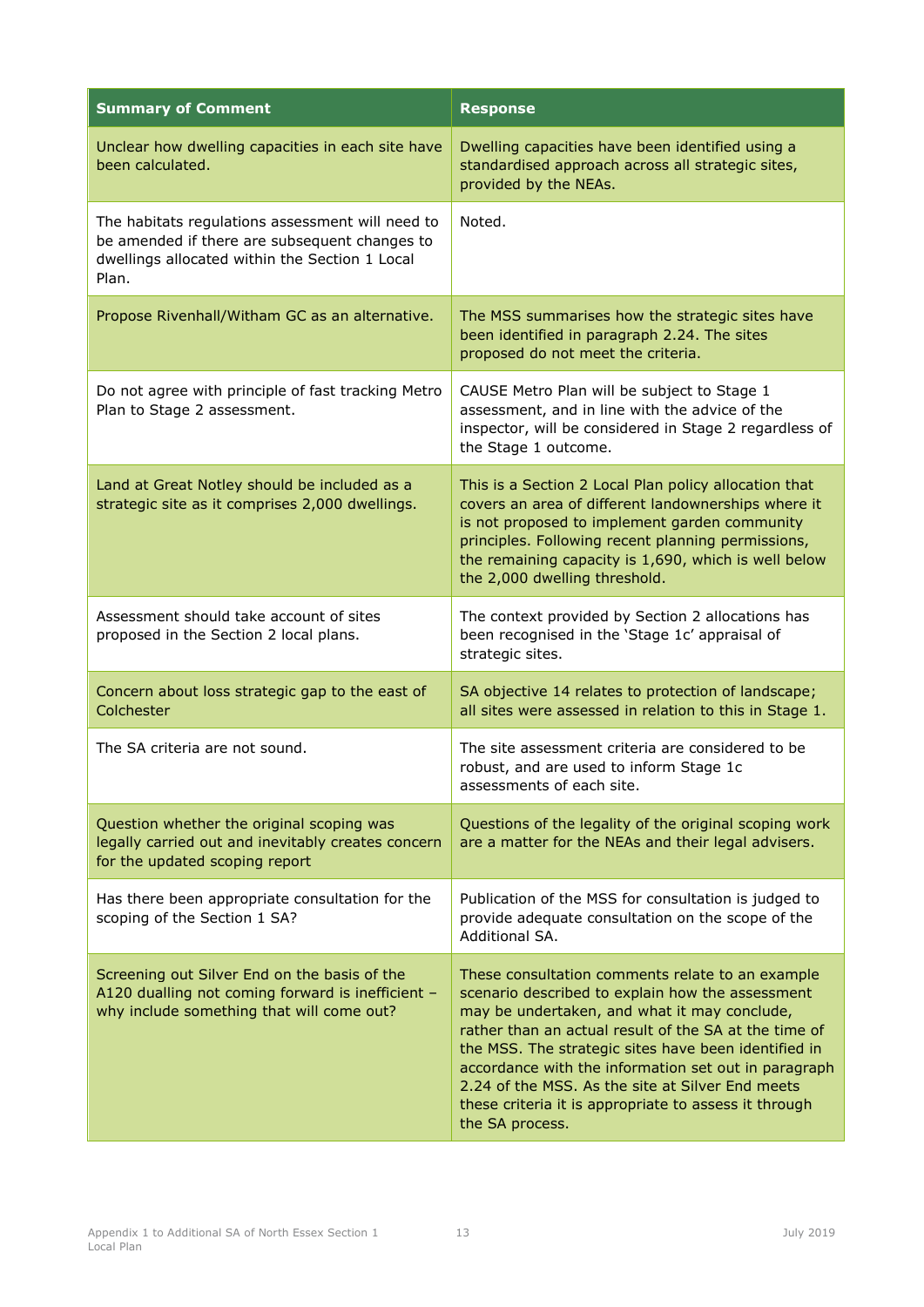| Summary of Comment | Response |
|---|---|
| Unclear how dwelling capacities in each site have been calculated. | Dwelling capacities have been identified using a standardised approach across all strategic sites, provided by the NEAs. |
| The habitats regulations assessment will need to be amended if there are subsequent changes to dwellings allocated within the Section 1 Local Plan. | Noted. |
| Propose Rivenhall/Witham GC as an alternative. | The MSS summarises how the strategic sites have been identified in paragraph 2.24. The sites proposed do not meet the criteria. |
| Do not agree with principle of fast tracking Metro Plan to Stage 2 assessment. | CAUSE Metro Plan will be subject to Stage 1 assessment, and in line with the advice of the inspector, will be considered in Stage 2 regardless of the Stage 1 outcome. |
| Land at Great Notley should be included as a strategic site as it comprises 2,000 dwellings. | This is a Section 2 Local Plan policy allocation that covers an area of different landownerships where it is not proposed to implement garden community principles. Following recent planning permissions, the remaining capacity is 1,690, which is well below the 2,000 dwelling threshold. |
| Assessment should take account of sites proposed in the Section 2 local plans. | The context provided by Section 2 allocations has been recognised in the 'Stage 1c' appraisal of strategic sites. |
| Concern about loss strategic gap to the east of Colchester | SA objective 14 relates to protection of landscape; all sites were assessed in relation to this in Stage 1. |
| The SA criteria are not sound. | The site assessment criteria are considered to be robust, and are used to inform Stage 1c assessments of each site. |
| Question whether the original scoping was legally carried out and inevitably creates concern for the updated scoping report | Questions of the legality of the original scoping work are a matter for the NEAs and their legal advisers. |
| Has there been appropriate consultation for the scoping of the Section 1 SA? | Publication of the MSS for consultation is judged to provide adequate consultation on the scope of the Additional SA. |
| Screening out Silver End on the basis of the A120 dualling not coming forward is inefficient – why include something that will come out? | These consultation comments relate to an example scenario described to explain how the assessment may be undertaken, and what it may conclude, rather than an actual result of the SA at the time of the MSS. The strategic sites have been identified in accordance with the information set out in paragraph 2.24 of the MSS. As the site at Silver End meets these criteria it is appropriate to assess it through the SA process. |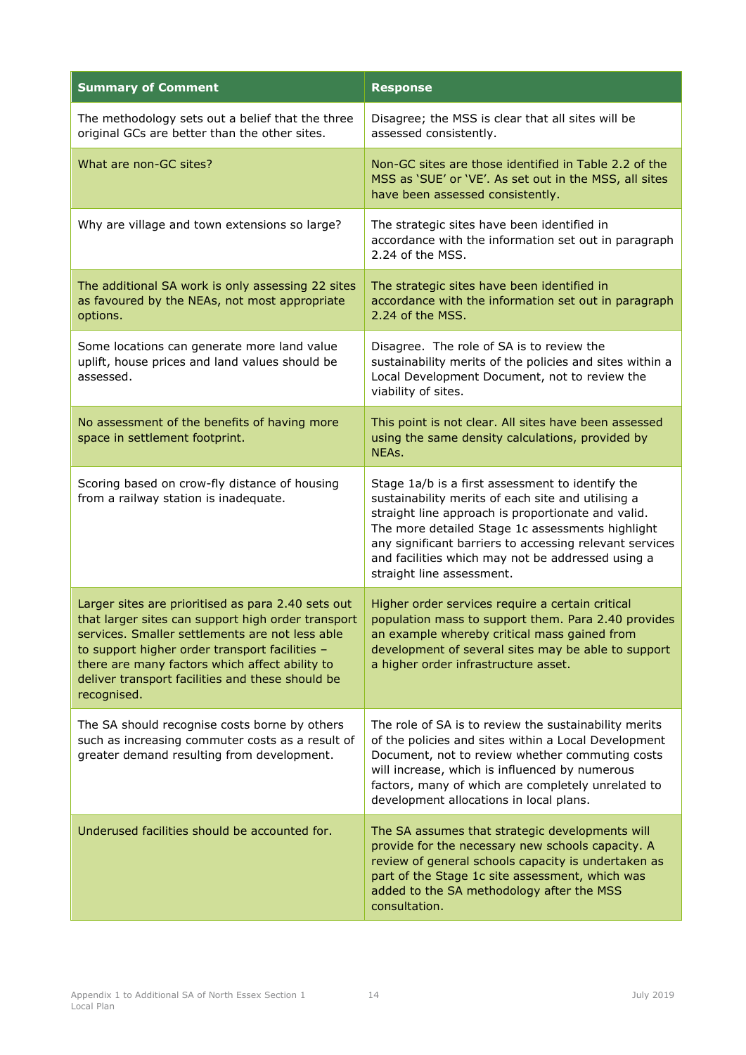| Summary of Comment | Response |
|---|---|
| The methodology sets out a belief that the three original GCs are better than the other sites. | Disagree; the MSS is clear that all sites will be assessed consistently. |
| What are non-GC sites? | Non-GC sites are those identified in Table 2.2 of the MSS as 'SUE' or 'VE'. As set out in the MSS, all sites have been assessed consistently. |
| Why are village and town extensions so large? | The strategic sites have been identified in accordance with the information set out in paragraph 2.24 of the MSS. |
| The additional SA work is only assessing 22 sites as favoured by the NEAs, not most appropriate options. | The strategic sites have been identified in accordance with the information set out in paragraph 2.24 of the MSS. |
| Some locations can generate more land value uplift, house prices and land values should be assessed. | Disagree. The role of SA is to review the sustainability merits of the policies and sites within a Local Development Document, not to review the viability of sites. |
| No assessment of the benefits of having more space in settlement footprint. | This point is not clear. All sites have been assessed using the same density calculations, provided by NEAs. |
| Scoring based on crow-fly distance of housing from a railway station is inadequate. | Stage 1a/b is a first assessment to identify the sustainability merits of each site and utilising a straight line approach is proportionate and valid. The more detailed Stage 1c assessments highlight any significant barriers to accessing relevant services and facilities which may not be addressed using a straight line assessment. |
| Larger sites are prioritised as para 2.40 sets out that larger sites can support high order transport services. Smaller settlements are not less able to support higher order transport facilities – there are many factors which affect ability to deliver transport facilities and these should be recognised. | Higher order services require a certain critical population mass to support them. Para 2.40 provides an example whereby critical mass gained from development of several sites may be able to support a higher order infrastructure asset. |
| The SA should recognise costs borne by others such as increasing commuter costs as a result of greater demand resulting from development. | The role of SA is to review the sustainability merits of the policies and sites within a Local Development Document, not to review whether commuting costs will increase, which is influenced by numerous factors, many of which are completely unrelated to development allocations in local plans. |
| Underused facilities should be accounted for. | The SA assumes that strategic developments will provide for the necessary new schools capacity. A review of general schools capacity is undertaken as part of the Stage 1c site assessment, which was added to the SA methodology after the MSS consultation. |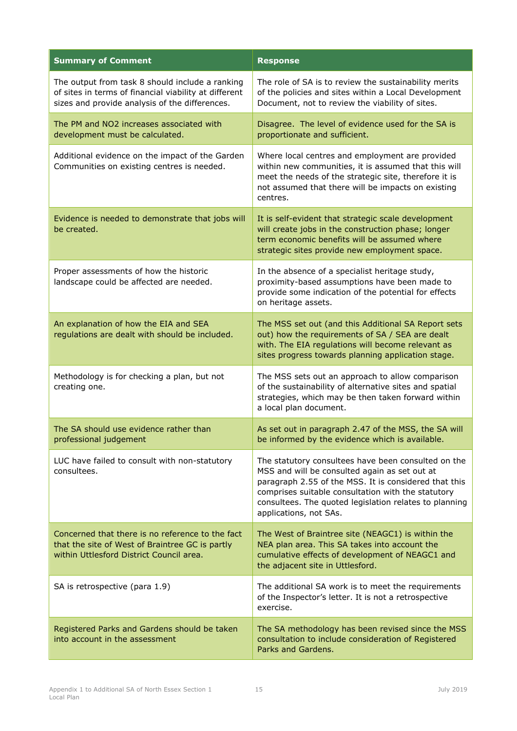| Summary of Comment | Response |
| --- | --- |
| The output from task 8 should include a ranking of sites in terms of financial viability at different sizes and provide analysis of the differences. | The role of SA is to review the sustainability merits of the policies and sites within a Local Development Document, not to review the viability of sites. |
| The PM and NO2 increases associated with development must be calculated. | Disagree. The level of evidence used for the SA is proportionate and sufficient. |
| Additional evidence on the impact of the Garden Communities on existing centres is needed. | Where local centres and employment are provided within new communities, it is assumed that this will meet the needs of the strategic site, therefore it is not assumed that there will be impacts on existing centres. |
| Evidence is needed to demonstrate that jobs will be created. | It is self-evident that strategic scale development will create jobs in the construction phase; longer term economic benefits will be assumed where strategic sites provide new employment space. |
| Proper assessments of how the historic landscape could be affected are needed. | In the absence of a specialist heritage study, proximity-based assumptions have been made to provide some indication of the potential for effects on heritage assets. |
| An explanation of how the EIA and SEA regulations are dealt with should be included. | The MSS set out (and this Additional SA Report sets out) how the requirements of SA / SEA are dealt with. The EIA regulations will become relevant as sites progress towards planning application stage. |
| Methodology is for checking a plan, but not creating one. | The MSS sets out an approach to allow comparison of the sustainability of alternative sites and spatial strategies, which may be then taken forward within a local plan document. |
| The SA should use evidence rather than professional judgement | As set out in paragraph 2.47 of the MSS, the SA will be informed by the evidence which is available. |
| LUC have failed to consult with non-statutory consultees. | The statutory consultees have been consulted on the MSS and will be consulted again as set out at paragraph 2.55 of the MSS. It is considered that this comprises suitable consultation with the statutory consultees. The quoted legislation relates to planning applications, not SAs. |
| Concerned that there is no reference to the fact that the site of West of Braintree GC is partly within Uttlesford District Council area. | The West of Braintree site (NEAGC1) is within the NEA plan area. This SA takes into account the cumulative effects of development of NEAGC1 and the adjacent site in Uttlesford. |
| SA is retrospective (para 1.9) | The additional SA work is to meet the requirements of the Inspector's letter. It is not a retrospective exercise. |
| Registered Parks and Gardens should be taken into account in the assessment | The SA methodology has been revised since the MSS consultation to include consideration of Registered Parks and Gardens. |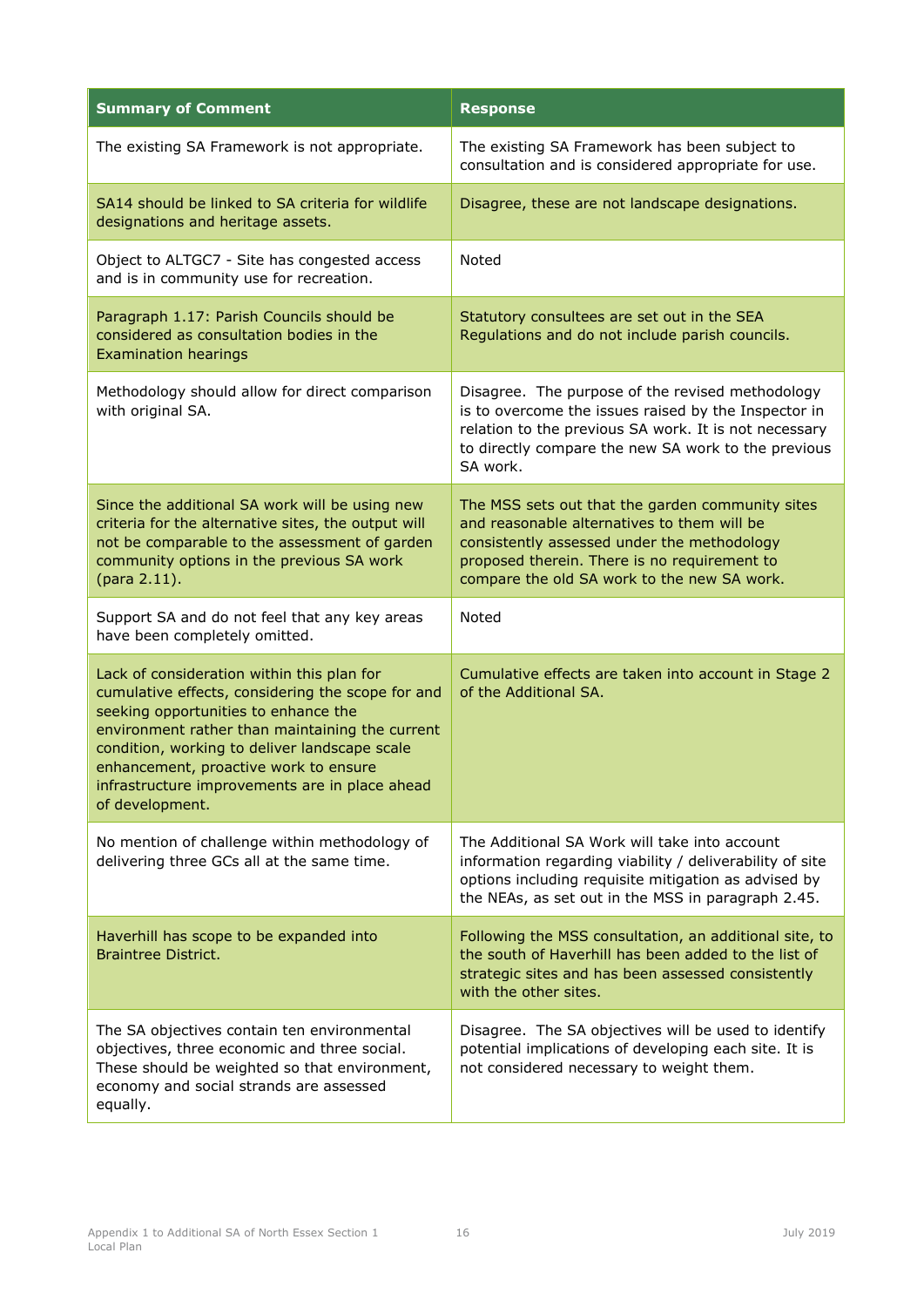| Summary of Comment | Response |
|---|---|
| The existing SA Framework is not appropriate. | The existing SA Framework has been subject to consultation and is considered appropriate for use. |
| SA14 should be linked to SA criteria for wildlife designations and heritage assets. | Disagree, these are not landscape designations. |
| Object to ALTGC7 - Site has congested access and is in community use for recreation. | Noted |
| Paragraph 1.17: Parish Councils should be considered as consultation bodies in the Examination hearings | Statutory consultees are set out in the SEA Regulations and do not include parish councils. |
| Methodology should allow for direct comparison with original SA. | Disagree. The purpose of the revised methodology is to overcome the issues raised by the Inspector in relation to the previous SA work. It is not necessary to directly compare the new SA work to the previous SA work. |
| Since the additional SA work will be using new criteria for the alternative sites, the output will not be comparable to the assessment of garden community options in the previous SA work (para 2.11). | The MSS sets out that the garden community sites and reasonable alternatives to them will be consistently assessed under the methodology proposed therein. There is no requirement to compare the old SA work to the new SA work. |
| Support SA and do not feel that any key areas have been completely omitted. | Noted |
| Lack of consideration within this plan for cumulative effects, considering the scope for and seeking opportunities to enhance the environment rather than maintaining the current condition, working to deliver landscape scale enhancement, proactive work to ensure infrastructure improvements are in place ahead of development. | Cumulative effects are taken into account in Stage 2 of the Additional SA. |
| No mention of challenge within methodology of delivering three GCs all at the same time. | The Additional SA Work will take into account information regarding viability / deliverability of site options including requisite mitigation as advised by the NEAs, as set out in the MSS in paragraph 2.45. |
| Haverhill has scope to be expanded into Braintree District. | Following the MSS consultation, an additional site, to the south of Haverhill has been added to the list of strategic sites and has been assessed consistently with the other sites. |
| The SA objectives contain ten environmental objectives, three economic and three social. These should be weighted so that environment, economy and social strands are assessed equally. | Disagree. The SA objectives will be used to identify potential implications of developing each site. It is not considered necessary to weight them. |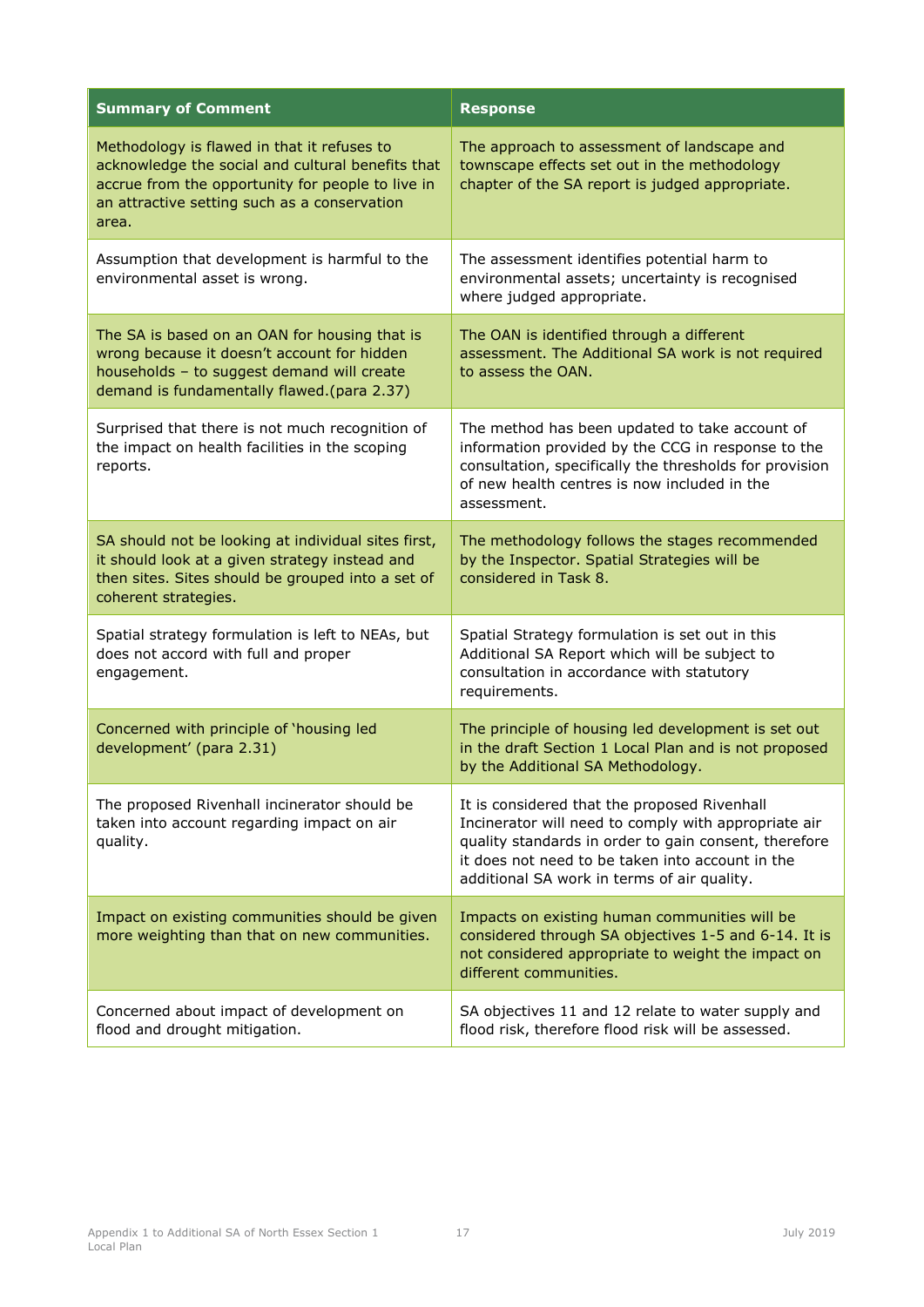| Summary of Comment | Response |
|---|---|
| Methodology is flawed in that it refuses to acknowledge the social and cultural benefits that accrue from the opportunity for people to live in an attractive setting such as a conservation area. | The approach to assessment of landscape and townscape effects set out in the methodology chapter of the SA report is judged appropriate. |
| Assumption that development is harmful to the environmental asset is wrong. | The assessment identifies potential harm to environmental assets; uncertainty is recognised where judged appropriate. |
| The SA is based on an OAN for housing that is wrong because it doesn't account for hidden households – to suggest demand will create demand is fundamentally flawed.(para 2.37) | The OAN is identified through a different assessment. The Additional SA work is not required to assess the OAN. |
| Surprised that there is not much recognition of the impact on health facilities in the scoping reports. | The method has been updated to take account of information provided by the CCG in response to the consultation, specifically the thresholds for provision of new health centres is now included in the assessment. |
| SA should not be looking at individual sites first, it should look at a given strategy instead and then sites. Sites should be grouped into a set of coherent strategies. | The methodology follows the stages recommended by the Inspector. Spatial Strategies will be considered in Task 8. |
| Spatial strategy formulation is left to NEAs, but does not accord with full and proper engagement. | Spatial Strategy formulation is set out in this Additional SA Report which will be subject to consultation in accordance with statutory requirements. |
| Concerned with principle of 'housing led development' (para 2.31) | The principle of housing led development is set out in the draft Section 1 Local Plan and is not proposed by the Additional SA Methodology. |
| The proposed Rivenhall incinerator should be taken into account regarding impact on air quality. | It is considered that the proposed Rivenhall Incinerator will need to comply with appropriate air quality standards in order to gain consent, therefore it does not need to be taken into account in the additional SA work in terms of air quality. |
| Impact on existing communities should be given more weighting than that on new communities. | Impacts on existing human communities will be considered through SA objectives 1-5 and 6-14. It is not considered appropriate to weight the impact on different communities. |
| Concerned about impact of development on flood and drought mitigation. | SA objectives 11 and 12 relate to water supply and flood risk, therefore flood risk will be assessed. |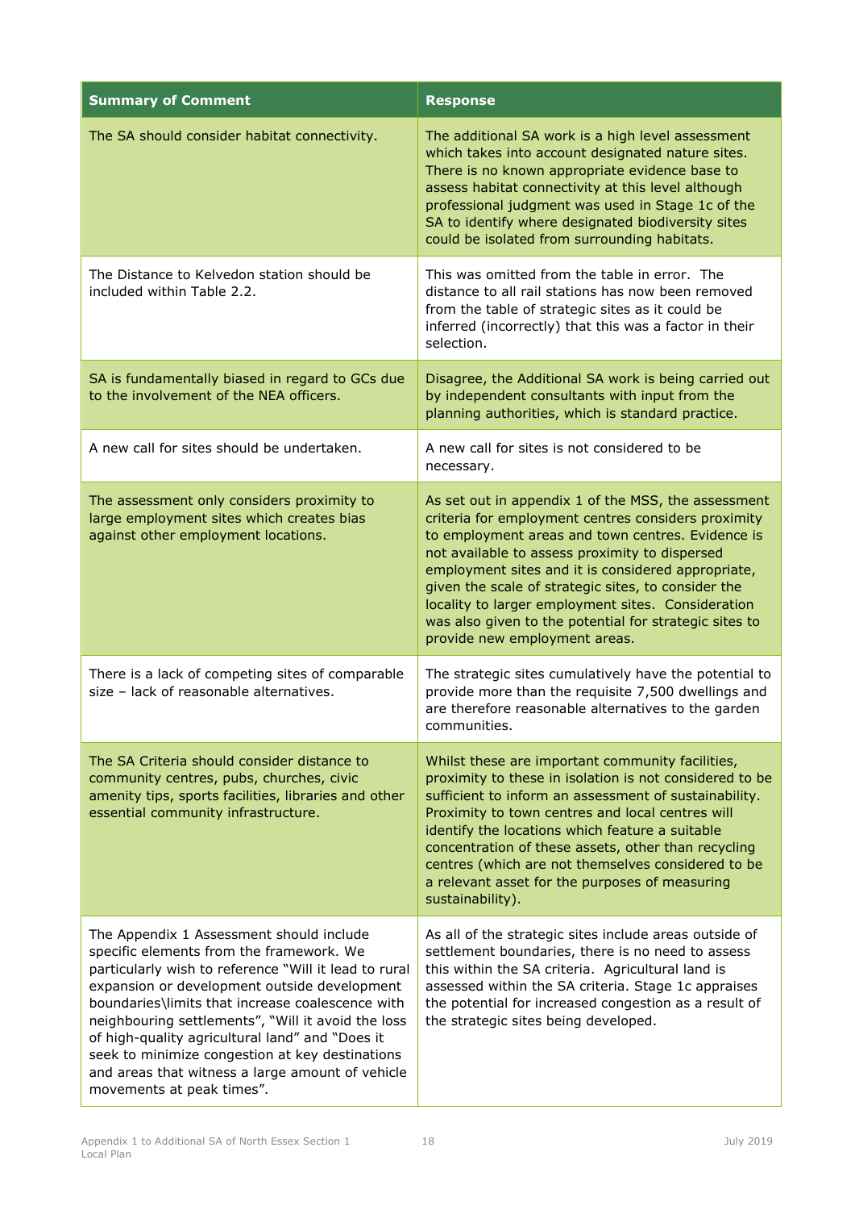| Summary of Comment | Response |
|---|---|
| The SA should consider habitat connectivity. | The additional SA work is a high level assessment which takes into account designated nature sites. There is no known appropriate evidence base to assess habitat connectivity at this level although professional judgment was used in Stage 1c of the SA to identify where designated biodiversity sites could be isolated from surrounding habitats. |
| The Distance to Kelvedon station should be included within Table 2.2. | This was omitted from the table in error. The distance to all rail stations has now been removed from the table of strategic sites as it could be inferred (incorrectly) that this was a factor in their selection. |
| SA is fundamentally biased in regard to GCs due to the involvement of the NEA officers. | Disagree, the Additional SA work is being carried out by independent consultants with input from the planning authorities, which is standard practice. |
| A new call for sites should be undertaken. | A new call for sites is not considered to be necessary. |
| The assessment only considers proximity to large employment sites which creates bias against other employment locations. | As set out in appendix 1 of the MSS, the assessment criteria for employment centres considers proximity to employment areas and town centres. Evidence is not available to assess proximity to dispersed employment sites and it is considered appropriate, given the scale of strategic sites, to consider the locality to larger employment sites. Consideration was also given to the potential for strategic sites to provide new employment areas. |
| There is a lack of competing sites of comparable size – lack of reasonable alternatives. | The strategic sites cumulatively have the potential to provide more than the requisite 7,500 dwellings and are therefore reasonable alternatives to the garden communities. |
| The SA Criteria should consider distance to community centres, pubs, churches, civic amenity tips, sports facilities, libraries and other essential community infrastructure. | Whilst these are important community facilities, proximity to these in isolation is not considered to be sufficient to inform an assessment of sustainability. Proximity to town centres and local centres will identify the locations which feature a suitable concentration of these assets, other than recycling centres (which are not themselves considered to be a relevant asset for the purposes of measuring sustainability). |
| The Appendix 1 Assessment should include specific elements from the framework. We particularly wish to reference "Will it lead to rural expansion or development outside development boundaries\limits that increase coalescence with neighbouring settlements", "Will it avoid the loss of high-quality agricultural land" and "Does it seek to minimize congestion at key destinations and areas that witness a large amount of vehicle movements at peak times". | As all of the strategic sites include areas outside of settlement boundaries, there is no need to assess this within the SA criteria. Agricultural land is assessed within the SA criteria. Stage 1c appraises the potential for increased congestion as a result of the strategic sites being developed. |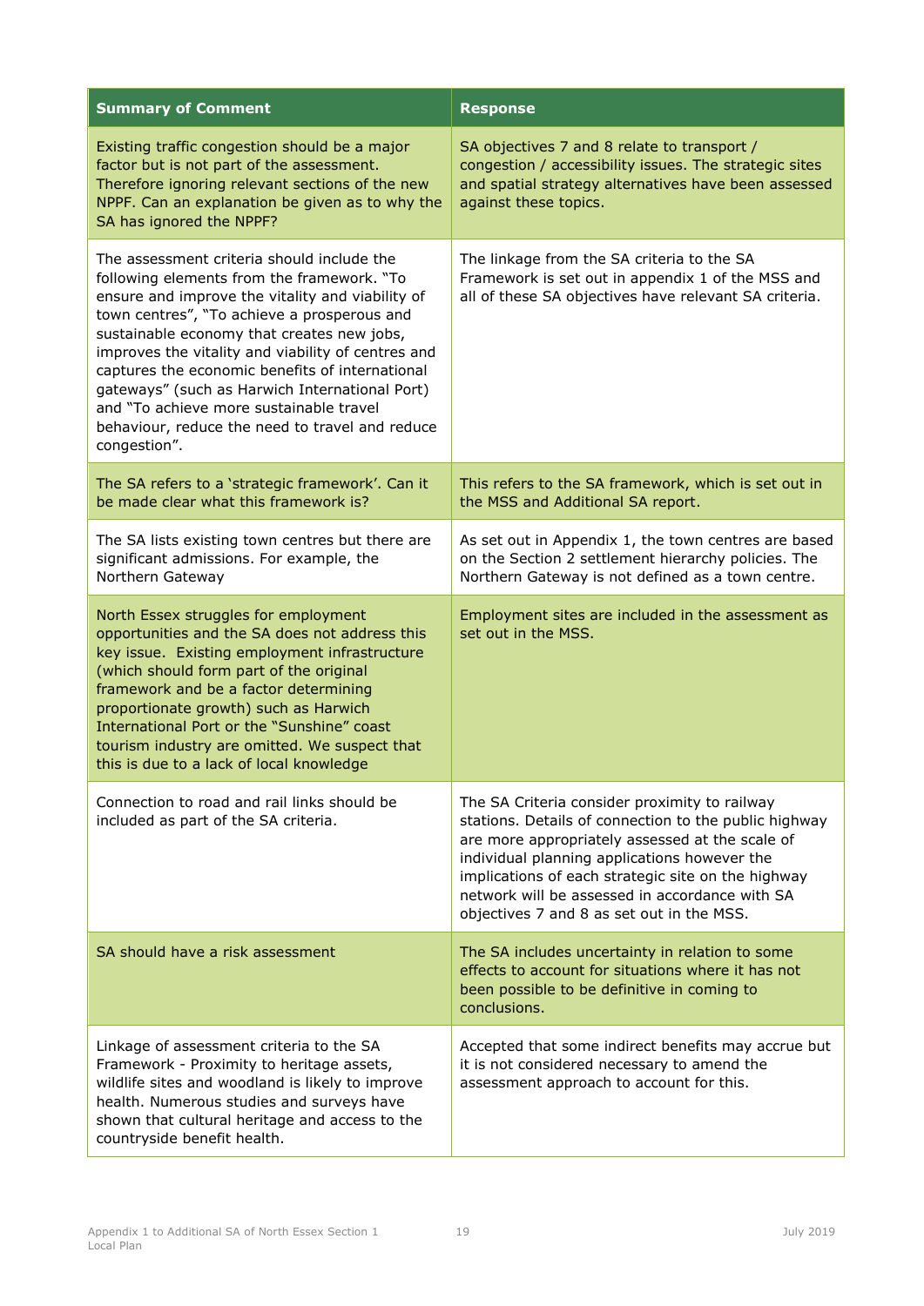| Summary of Comment | Response |
| --- | --- |
| Existing traffic congestion should be a major factor but is not part of the assessment. Therefore ignoring relevant sections of the new NPPF. Can an explanation be given as to why the SA has ignored the NPPF? | SA objectives 7 and 8 relate to transport / congestion / accessibility issues. The strategic sites and spatial strategy alternatives have been assessed against these topics. |
| The assessment criteria should include the following elements from the framework. "To ensure and improve the vitality and viability of town centres", "To achieve a prosperous and sustainable economy that creates new jobs, improves the vitality and viability of centres and captures the economic benefits of international gateways" (such as Harwich International Port) and "To achieve more sustainable travel behaviour, reduce the need to travel and reduce congestion". | The linkage from the SA criteria to the SA Framework is set out in appendix 1 of the MSS and all of these SA objectives have relevant SA criteria. |
| The SA refers to a 'strategic framework'. Can it be made clear what this framework is? | This refers to the SA framework, which is set out in the MSS and Additional SA report. |
| The SA lists existing town centres but there are significant admissions. For example, the Northern Gateway | As set out in Appendix 1, the town centres are based on the Section 2 settlement hierarchy policies. The Northern Gateway is not defined as a town centre. |
| North Essex struggles for employment opportunities and the SA does not address this key issue. Existing employment infrastructure (which should form part of the original framework and be a factor determining proportionate growth) such as Harwich International Port or the "Sunshine" coast tourism industry are omitted. We suspect that this is due to a lack of local knowledge | Employment sites are included in the assessment as set out in the MSS. |
| Connection to road and rail links should be included as part of the SA criteria. | The SA Criteria consider proximity to railway stations. Details of connection to the public highway are more appropriately assessed at the scale of individual planning applications however the implications of each strategic site on the highway network will be assessed in accordance with SA objectives 7 and 8 as set out in the MSS. |
| SA should have a risk assessment | The SA includes uncertainty in relation to some effects to account for situations where it has not been possible to be definitive in coming to conclusions. |
| Linkage of assessment criteria to the SA Framework - Proximity to heritage assets, wildlife sites and woodland is likely to improve health. Numerous studies and surveys have shown that cultural heritage and access to the countryside benefit health. | Accepted that some indirect benefits may accrue but it is not considered necessary to amend the assessment approach to account for this. |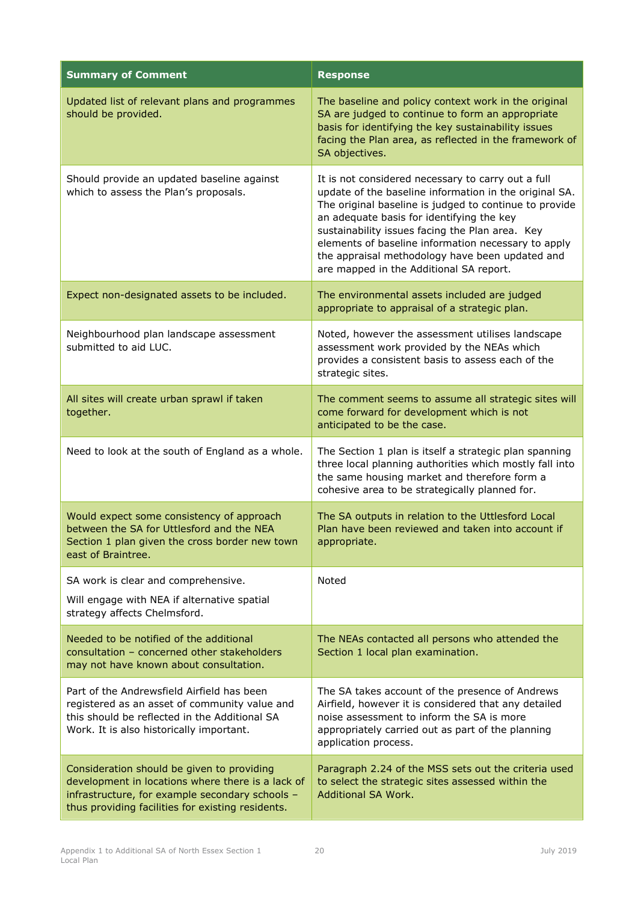| Summary of Comment | Response |
|---|---|
| Updated list of relevant plans and programmes should be provided. | The baseline and policy context work in the original SA are judged to continue to form an appropriate basis for identifying the key sustainability issues facing the Plan area, as reflected in the framework of SA objectives. |
| Should provide an updated baseline against which to assess the Plan's proposals. | It is not considered necessary to carry out a full update of the baseline information in the original SA. The original baseline is judged to continue to provide an adequate basis for identifying the key sustainability issues facing the Plan area. Key elements of baseline information necessary to apply the appraisal methodology have been updated and are mapped in the Additional SA report. |
| Expect non-designated assets to be included. | The environmental assets included are judged appropriate to appraisal of a strategic plan. |
| Neighbourhood plan landscape assessment submitted to aid LUC. | Noted, however the assessment utilises landscape assessment work provided by the NEAs which provides a consistent basis to assess each of the strategic sites. |
| All sites will create urban sprawl if taken together. | The comment seems to assume all strategic sites will come forward for development which is not anticipated to be the case. |
| Need to look at the south of England as a whole. | The Section 1 plan is itself a strategic plan spanning three local planning authorities which mostly fall into the same housing market and therefore form a cohesive area to be strategically planned for. |
| Would expect some consistency of approach between the SA for Uttlesford and the NEA Section 1 plan given the cross border new town east of Braintree. | The SA outputs in relation to the Uttlesford Local Plan have been reviewed and taken into account if appropriate. |
| SA work is clear and comprehensive.<br>Will engage with NEA if alternative spatial strategy affects Chelmsford. | Noted |
| Needed to be notified of the additional consultation – concerned other stakeholders may not have known about consultation. | The NEAs contacted all persons who attended the Section 1 local plan examination. |
| Part of the Andrewsfield Airfield has been registered as an asset of community value and this should be reflected in the Additional SA Work. It is also historically important. | The SA takes account of the presence of Andrews Airfield, however it is considered that any detailed noise assessment to inform the SA is more appropriately carried out as part of the planning application process. |
| Consideration should be given to providing development in locations where there is a lack of infrastructure, for example secondary schools – thus providing facilities for existing residents. | Paragraph 2.24 of the MSS sets out the criteria used to select the strategic sites assessed within the Additional SA Work. |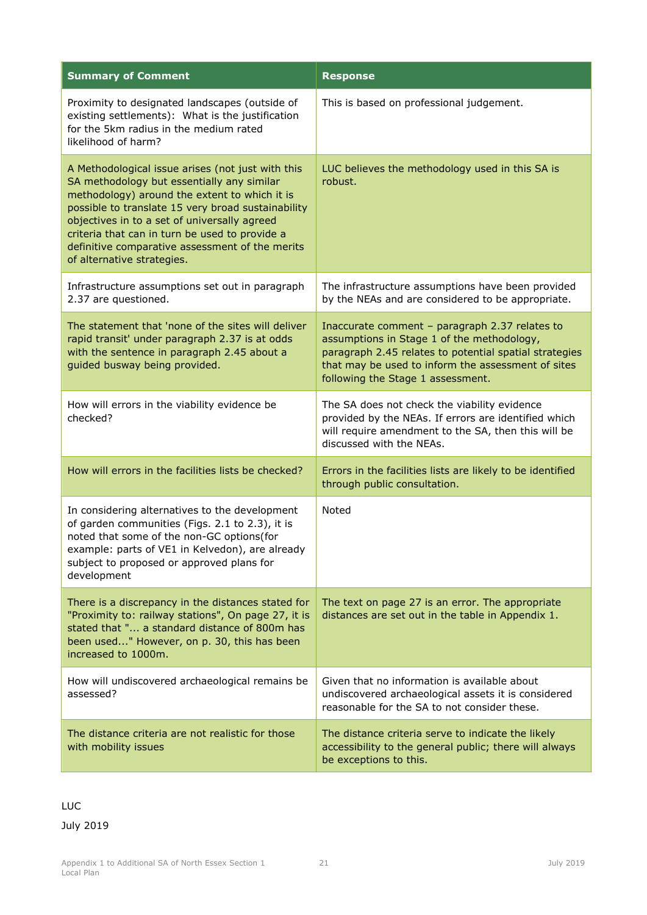| Summary of Comment | Response |
|---|---|
| Proximity to designated landscapes (outside of existing settlements): What is the justification for the 5km radius in the medium rated likelihood of harm? | This is based on professional judgement. |
| A Methodological issue arises (not just with this SA methodology but essentially any similar methodology) around the extent to which it is possible to translate 15 very broad sustainability objectives in to a set of universally agreed criteria that can in turn be used to provide a definitive comparative assessment of the merits of alternative strategies. | LUC believes the methodology used in this SA is robust. |
| Infrastructure assumptions set out in paragraph 2.37 are questioned. | The infrastructure assumptions have been provided by the NEAs and are considered to be appropriate. |
| The statement that 'none of the sites will deliver rapid transit' under paragraph 2.37 is at odds with the sentence in paragraph 2.45 about a guided busway being provided. | Inaccurate comment – paragraph 2.37 relates to assumptions in Stage 1 of the methodology, paragraph 2.45 relates to potential spatial strategies that may be used to inform the assessment of sites following the Stage 1 assessment. |
| How will errors in the viability evidence be checked? | The SA does not check the viability evidence provided by the NEAs. If errors are identified which will require amendment to the SA, then this will be discussed with the NEAs. |
| How will errors in the facilities lists be checked? | Errors in the facilities lists are likely to be identified through public consultation. |
| In considering alternatives to the development of garden communities (Figs. 2.1 to 2.3), it is noted that some of the non-GC options(for example: parts of VE1 in Kelvedon), are already subject to proposed or approved plans for development | Noted |
| There is a discrepancy in the distances stated for "Proximity to: railway stations", On page 27, it is stated that "... a standard distance of 800m has been used..." However, on p. 30, this has been increased to 1000m. | The text on page 27 is an error. The appropriate distances are set out in the table in Appendix 1. |
| How will undiscovered archaeological remains be assessed? | Given that no information is available about undiscovered archaeological assets it is considered reasonable for the SA to not consider these. |
| The distance criteria are not realistic for those with mobility issues | The distance criteria serve to indicate the likely accessibility to the general public; there will always be exceptions to this. |

LUC

July 2019